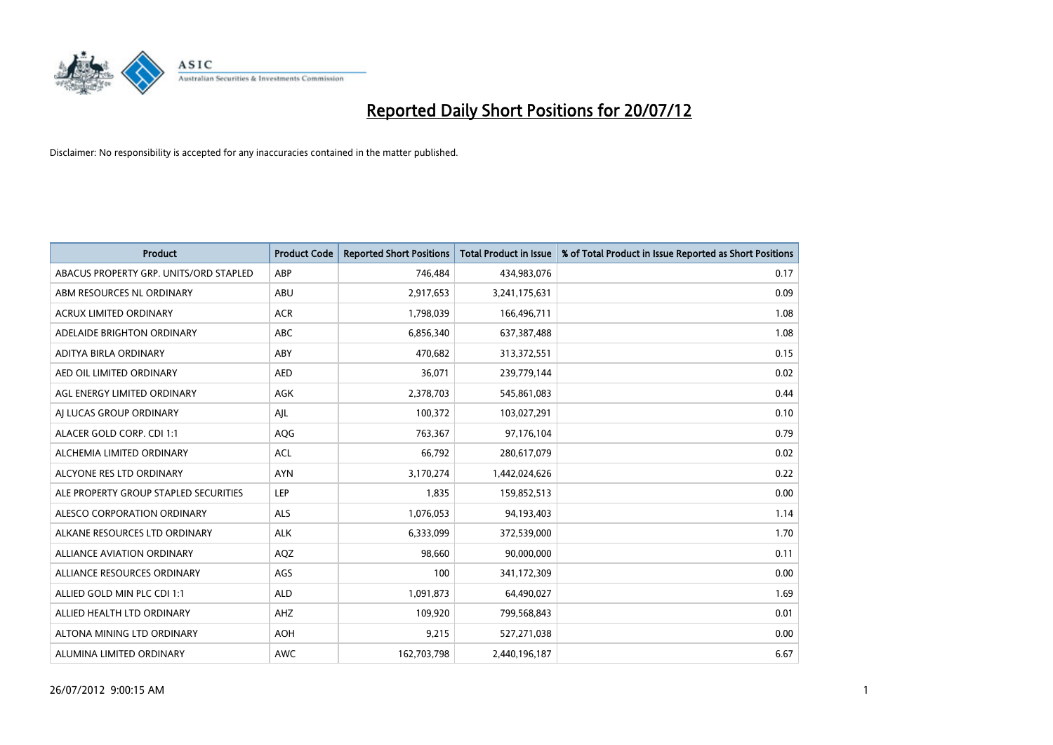# Reported Daily Short Positions for 20/07/12

Disclaimer: No responsibility is accepted for any inaccuracies contained in the matter published.

| Product | Product Code | Reported Short Positions | Total Product in Issue | % of Total Product in Issue Reported as Short Positions |
|---|---|---|---|---|
| ABACUS PROPERTY GRP. UNITS/ORD STAPLED | ABP | 746,484 | 434,983,076 | 0.17 |
| ABM RESOURCES NL ORDINARY | ABU | 2,917,653 | 3,241,175,631 | 0.09 |
| ACRUX LIMITED ORDINARY | ACR | 1,798,039 | 166,496,711 | 1.08 |
| ADELAIDE BRIGHTON ORDINARY | ABC | 6,856,340 | 637,387,488 | 1.08 |
| ADITYA BIRLA ORDINARY | ABY | 470,682 | 313,372,551 | 0.15 |
| AED OIL LIMITED ORDINARY | AED | 36,071 | 239,779,144 | 0.02 |
| AGL ENERGY LIMITED ORDINARY | AGK | 2,378,703 | 545,861,083 | 0.44 |
| AJ LUCAS GROUP ORDINARY | AJL | 100,372 | 103,027,291 | 0.10 |
| ALACER GOLD CORP. CDI 1:1 | AQG | 763,367 | 97,176,104 | 0.79 |
| ALCHEMIA LIMITED ORDINARY | ACL | 66,792 | 280,617,079 | 0.02 |
| ALCYONE RES LTD ORDINARY | AYN | 3,170,274 | 1,442,024,626 | 0.22 |
| ALE PROPERTY GROUP STAPLED SECURITIES | LEP | 1,835 | 159,852,513 | 0.00 |
| ALESCO CORPORATION ORDINARY | ALS | 1,076,053 | 94,193,403 | 1.14 |
| ALKANE RESOURCES LTD ORDINARY | ALK | 6,333,099 | 372,539,000 | 1.70 |
| ALLIANCE AVIATION ORDINARY | AQZ | 98,660 | 90,000,000 | 0.11 |
| ALLIANCE RESOURCES ORDINARY | AGS | 100 | 341,172,309 | 0.00 |
| ALLIED GOLD MIN PLC CDI 1:1 | ALD | 1,091,873 | 64,490,027 | 1.69 |
| ALLIED HEALTH LTD ORDINARY | AHZ | 109,920 | 799,568,843 | 0.01 |
| ALTONA MINING LTD ORDINARY | AOH | 9,215 | 527,271,038 | 0.00 |
| ALUMINA LIMITED ORDINARY | AWC | 162,703,798 | 2,440,196,187 | 6.67 |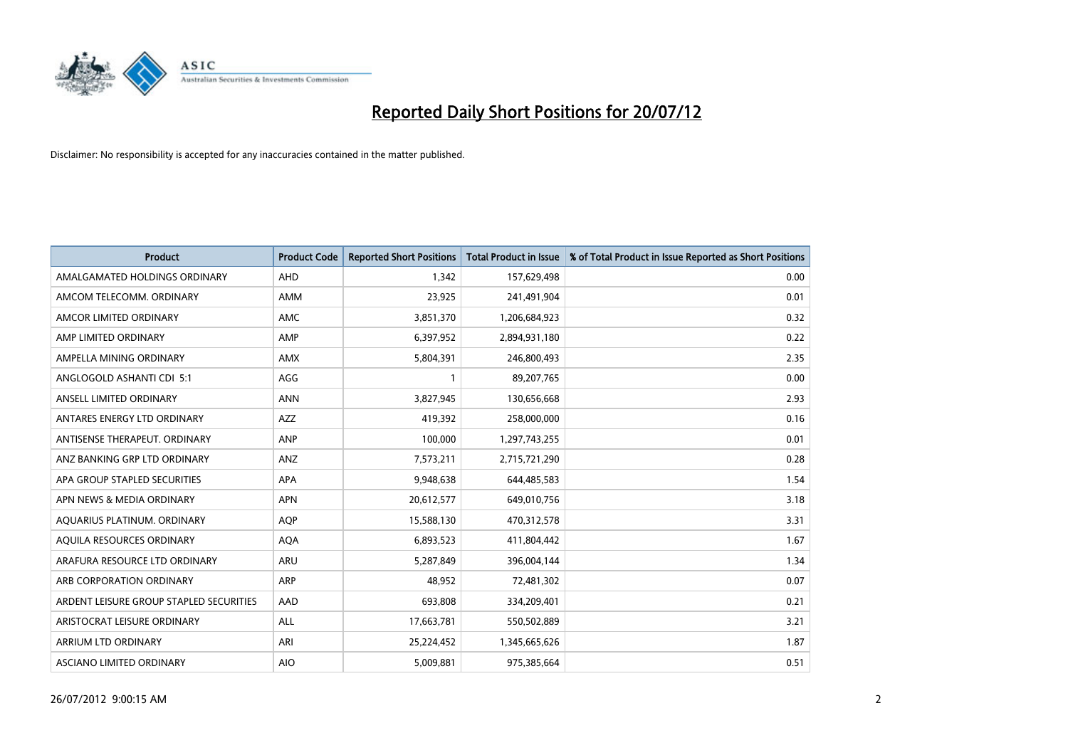# Reported Daily Short Positions for 20/07/12

Disclaimer: No responsibility is accepted for any inaccuracies contained in the matter published.

| Product | Product Code | Reported Short Positions | Total Product in Issue | % of Total Product in Issue Reported as Short Positions |
|---|---|---|---|---|
| AMALGAMATED HOLDINGS ORDINARY | AHD | 1,342 | 157,629,498 | 0.00 |
| AMCOM TELECOMM. ORDINARY | AMM | 23,925 | 241,491,904 | 0.01 |
| AMCOR LIMITED ORDINARY | AMC | 3,851,370 | 1,206,684,923 | 0.32 |
| AMP LIMITED ORDINARY | AMP | 6,397,952 | 2,894,931,180 | 0.22 |
| AMPELLA MINING ORDINARY | AMX | 5,804,391 | 246,800,493 | 2.35 |
| ANGLOGOLD ASHANTI CDI 5:1 | AGG | 1 | 89,207,765 | 0.00 |
| ANSELL LIMITED ORDINARY | ANN | 3,827,945 | 130,656,668 | 2.93 |
| ANTARES ENERGY LTD ORDINARY | AZZ | 419,392 | 258,000,000 | 0.16 |
| ANTISENSE THERAPEUT. ORDINARY | ANP | 100,000 | 1,297,743,255 | 0.01 |
| ANZ BANKING GRP LTD ORDINARY | ANZ | 7,573,211 | 2,715,721,290 | 0.28 |
| APA GROUP STAPLED SECURITIES | APA | 9,948,638 | 644,485,583 | 1.54 |
| APN NEWS & MEDIA ORDINARY | APN | 20,612,577 | 649,010,756 | 3.18 |
| AQUARIUS PLATINUM. ORDINARY | AQP | 15,588,130 | 470,312,578 | 3.31 |
| AQUILA RESOURCES ORDINARY | AQA | 6,893,523 | 411,804,442 | 1.67 |
| ARAFURA RESOURCE LTD ORDINARY | ARU | 5,287,849 | 396,004,144 | 1.34 |
| ARB CORPORATION ORDINARY | ARP | 48,952 | 72,481,302 | 0.07 |
| ARDENT LEISURE GROUP STAPLED SECURITIES | AAD | 693,808 | 334,209,401 | 0.21 |
| ARISTOCRAT LEISURE ORDINARY | ALL | 17,663,781 | 550,502,889 | 3.21 |
| ARRIUM LTD ORDINARY | ARI | 25,224,452 | 1,345,665,626 | 1.87 |
| ASCIANO LIMITED ORDINARY | AIO | 5,009,881 | 975,385,664 | 0.51 |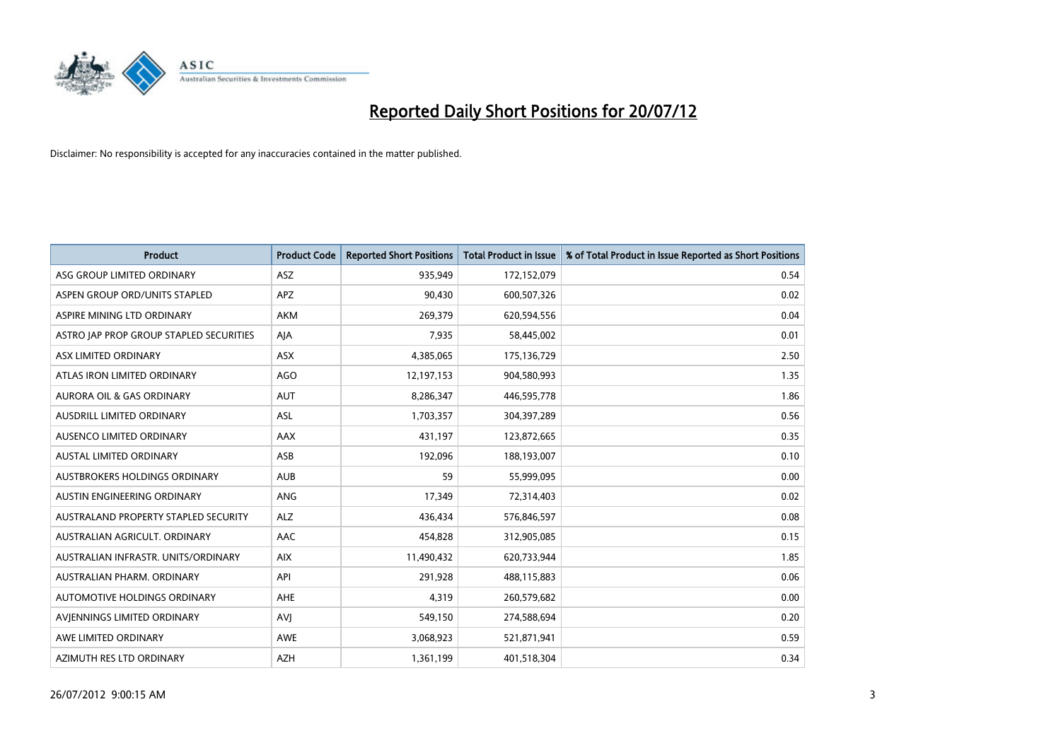# Reported Daily Short Positions for 20/07/12

Disclaimer: No responsibility is accepted for any inaccuracies contained in the matter published.

| Product | Product Code | Reported Short Positions | Total Product in Issue | % of Total Product in Issue Reported as Short Positions |
|---|---|---|---|---|
| ASG GROUP LIMITED ORDINARY | ASZ | 935,949 | 172,152,079 | 0.54 |
| ASPEN GROUP ORD/UNITS STAPLED | APZ | 90,430 | 600,507,326 | 0.02 |
| ASPIRE MINING LTD ORDINARY | AKM | 269,379 | 620,594,556 | 0.04 |
| ASTRO JAP PROP GROUP STAPLED SECURITIES | AJA | 7,935 | 58,445,002 | 0.01 |
| ASX LIMITED ORDINARY | ASX | 4,385,065 | 175,136,729 | 2.50 |
| ATLAS IRON LIMITED ORDINARY | AGO | 12,197,153 | 904,580,993 | 1.35 |
| AURORA OIL & GAS ORDINARY | AUT | 8,286,347 | 446,595,778 | 1.86 |
| AUSDRILL LIMITED ORDINARY | ASL | 1,703,357 | 304,397,289 | 0.56 |
| AUSENCO LIMITED ORDINARY | AAX | 431,197 | 123,872,665 | 0.35 |
| AUSTAL LIMITED ORDINARY | ASB | 192,096 | 188,193,007 | 0.10 |
| AUSTBROKERS HOLDINGS ORDINARY | AUB | 59 | 55,999,095 | 0.00 |
| AUSTIN ENGINEERING ORDINARY | ANG | 17,349 | 72,314,403 | 0.02 |
| AUSTRALAND PROPERTY STAPLED SECURITY | ALZ | 436,434 | 576,846,597 | 0.08 |
| AUSTRALIAN AGRICULT. ORDINARY | AAC | 454,828 | 312,905,085 | 0.15 |
| AUSTRALIAN INFRASTR. UNITS/ORDINARY | AIX | 11,490,432 | 620,733,944 | 1.85 |
| AUSTRALIAN PHARM. ORDINARY | API | 291,928 | 488,115,883 | 0.06 |
| AUTOMOTIVE HOLDINGS ORDINARY | AHE | 4,319 | 260,579,682 | 0.00 |
| AVJENNINGS LIMITED ORDINARY | AVJ | 549,150 | 274,588,694 | 0.20 |
| AWE LIMITED ORDINARY | AWE | 3,068,923 | 521,871,941 | 0.59 |
| AZIMUTH RES LTD ORDINARY | AZH | 1,361,199 | 401,518,304 | 0.34 |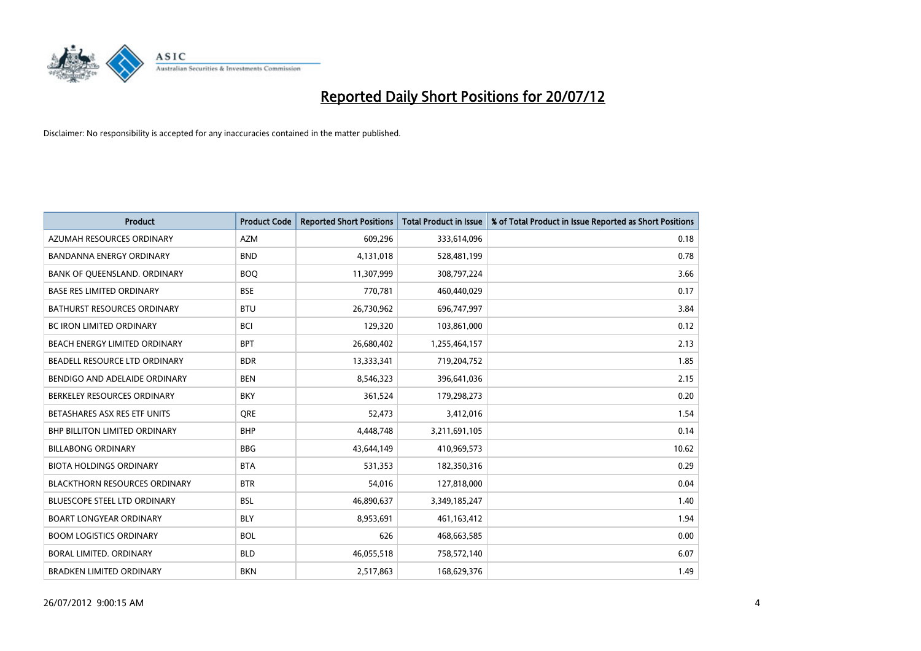# Reported Daily Short Positions for 20/07/12

Disclaimer: No responsibility is accepted for any inaccuracies contained in the matter published.

| Product | Product Code | Reported Short Positions | Total Product in Issue | % of Total Product in Issue Reported as Short Positions |
|---|---|---|---|---|
| AZUMAH RESOURCES ORDINARY | AZM | 609,296 | 333,614,096 | 0.18 |
| BANDANNA ENERGY ORDINARY | BND | 4,131,018 | 528,481,199 | 0.78 |
| BANK OF QUEENSLAND. ORDINARY | BOQ | 11,307,999 | 308,797,224 | 3.66 |
| BASE RES LIMITED ORDINARY | BSE | 770,781 | 460,440,029 | 0.17 |
| BATHURST RESOURCES ORDINARY | BTU | 26,730,962 | 696,747,997 | 3.84 |
| BC IRON LIMITED ORDINARY | BCI | 129,320 | 103,861,000 | 0.12 |
| BEACH ENERGY LIMITED ORDINARY | BPT | 26,680,402 | 1,255,464,157 | 2.13 |
| BEADELL RESOURCE LTD ORDINARY | BDR | 13,333,341 | 719,204,752 | 1.85 |
| BENDIGO AND ADELAIDE ORDINARY | BEN | 8,546,323 | 396,641,036 | 2.15 |
| BERKELEY RESOURCES ORDINARY | BKY | 361,524 | 179,298,273 | 0.20 |
| BETASHARES ASX RES ETF UNITS | QRE | 52,473 | 3,412,016 | 1.54 |
| BHP BILLITON LIMITED ORDINARY | BHP | 4,448,748 | 3,211,691,105 | 0.14 |
| BILLABONG ORDINARY | BBG | 43,644,149 | 410,969,573 | 10.62 |
| BIOTA HOLDINGS ORDINARY | BTA | 531,353 | 182,350,316 | 0.29 |
| BLACKTHORN RESOURCES ORDINARY | BTR | 54,016 | 127,818,000 | 0.04 |
| BLUESCOPE STEEL LTD ORDINARY | BSL | 46,890,637 | 3,349,185,247 | 1.40 |
| BOART LONGYEAR ORDINARY | BLY | 8,953,691 | 461,163,412 | 1.94 |
| BOOM LOGISTICS ORDINARY | BOL | 626 | 468,663,585 | 0.00 |
| BORAL LIMITED. ORDINARY | BLD | 46,055,518 | 758,572,140 | 6.07 |
| BRADKEN LIMITED ORDINARY | BKN | 2,517,863 | 168,629,376 | 1.49 |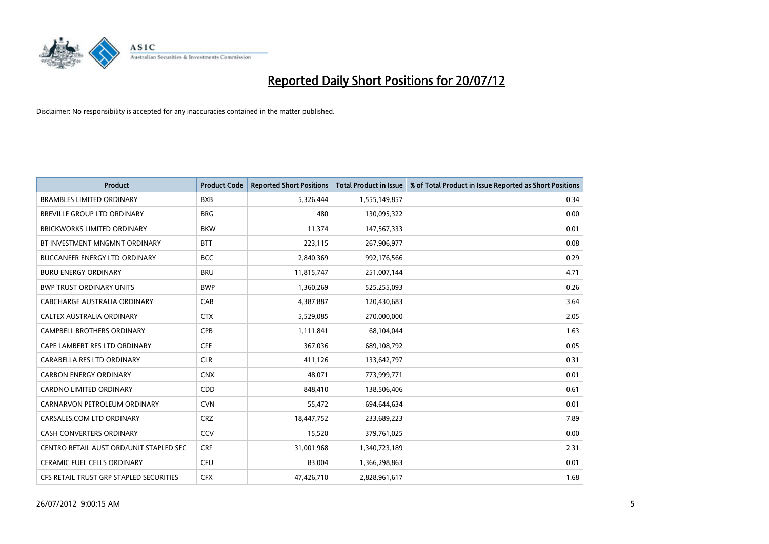# Reported Daily Short Positions for 20/07/12

Disclaimer: No responsibility is accepted for any inaccuracies contained in the matter published.

| Product | Product Code | Reported Short Positions | Total Product in Issue | % of Total Product in Issue Reported as Short Positions |
|---|---|---|---|---|
| BRAMBLES LIMITED ORDINARY | BXB | 5,326,444 | 1,555,149,857 | 0.34 |
| BREVILLE GROUP LTD ORDINARY | BRG | 480 | 130,095,322 | 0.00 |
| BRICKWORKS LIMITED ORDINARY | BKW | 11,374 | 147,567,333 | 0.01 |
| BT INVESTMENT MNGMNT ORDINARY | BTT | 223,115 | 267,906,977 | 0.08 |
| BUCCANEER ENERGY LTD ORDINARY | BCC | 2,840,369 | 992,176,566 | 0.29 |
| BURU ENERGY ORDINARY | BRU | 11,815,747 | 251,007,144 | 4.71 |
| BWP TRUST ORDINARY UNITS | BWP | 1,360,269 | 525,255,093 | 0.26 |
| CABCHARGE AUSTRALIA ORDINARY | CAB | 4,387,887 | 120,430,683 | 3.64 |
| CALTEX AUSTRALIA ORDINARY | CTX | 5,529,085 | 270,000,000 | 2.05 |
| CAMPBELL BROTHERS ORDINARY | CPB | 1,111,841 | 68,104,044 | 1.63 |
| CAPE LAMBERT RES LTD ORDINARY | CFE | 367,036 | 689,108,792 | 0.05 |
| CARABELLA RES LTD ORDINARY | CLR | 411,126 | 133,642,797 | 0.31 |
| CARBON ENERGY ORDINARY | CNX | 48,071 | 773,999,771 | 0.01 |
| CARDNO LIMITED ORDINARY | CDD | 848,410 | 138,506,406 | 0.61 |
| CARNARVON PETROLEUM ORDINARY | CVN | 55,472 | 694,644,634 | 0.01 |
| CARSALES.COM LTD ORDINARY | CRZ | 18,447,752 | 233,689,223 | 7.89 |
| CASH CONVERTERS ORDINARY | CCV | 15,520 | 379,761,025 | 0.00 |
| CENTRO RETAIL AUST ORD/UNIT STAPLED SEC | CRF | 31,001,968 | 1,340,723,189 | 2.31 |
| CERAMIC FUEL CELLS ORDINARY | CFU | 83,004 | 1,366,298,863 | 0.01 |
| CFS RETAIL TRUST GRP STAPLED SECURITIES | CFX | 47,426,710 | 2,828,961,617 | 1.68 |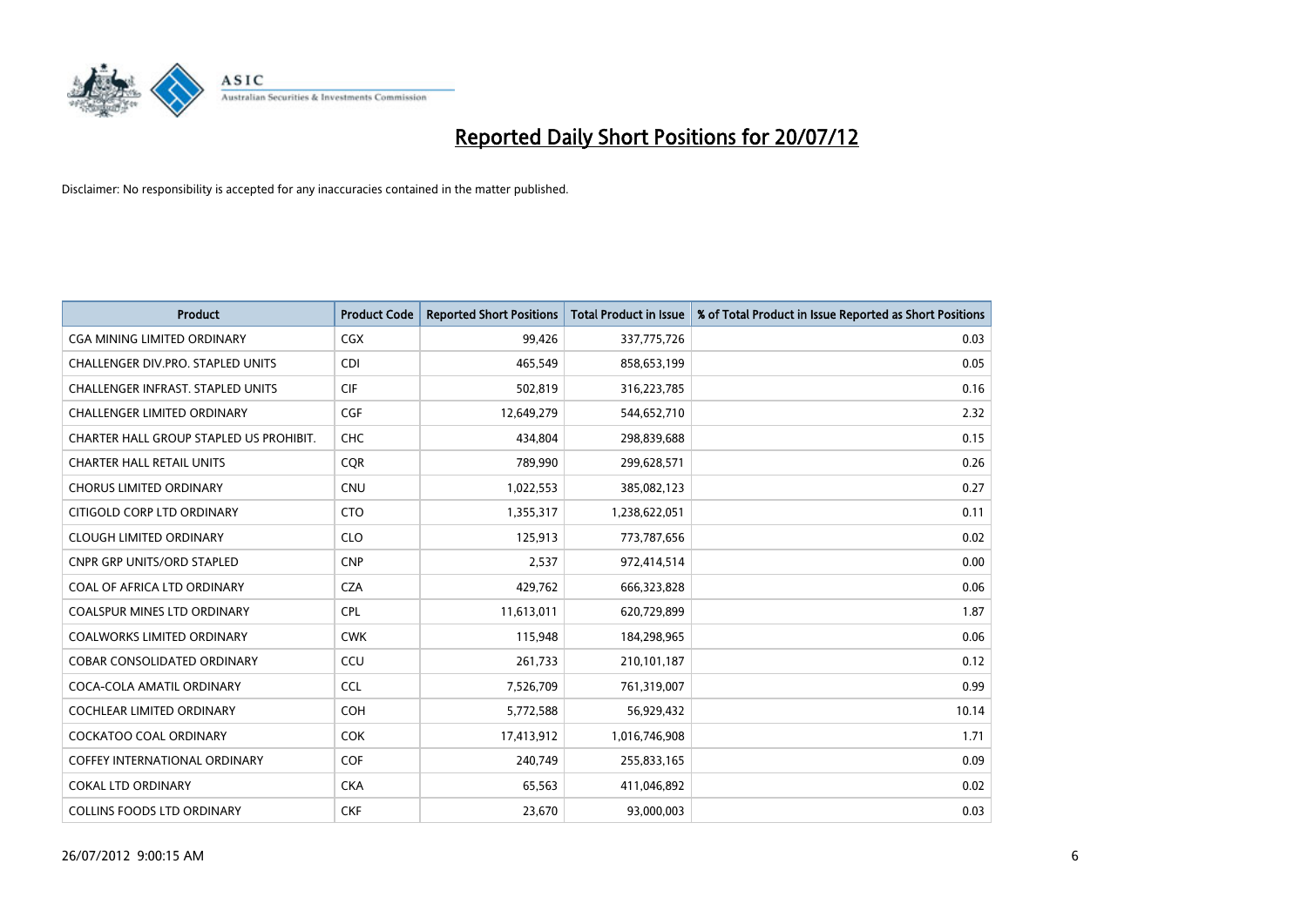# Reported Daily Short Positions for 20/07/12

Disclaimer: No responsibility is accepted for any inaccuracies contained in the matter published.

| Product | Product Code | Reported Short Positions | Total Product in Issue | % of Total Product in Issue Reported as Short Positions |
|---|---|---|---|---|
| CGA MINING LIMITED ORDINARY | CGX | 99,426 | 337,775,726 | 0.03 |
| CHALLENGER DIV.PRO. STAPLED UNITS | CDI | 465,549 | 858,653,199 | 0.05 |
| CHALLENGER INFRAST. STAPLED UNITS | CIF | 502,819 | 316,223,785 | 0.16 |
| CHALLENGER LIMITED ORDINARY | CGF | 12,649,279 | 544,652,710 | 2.32 |
| CHARTER HALL GROUP STAPLED US PROHIBIT. | CHC | 434,804 | 298,839,688 | 0.15 |
| CHARTER HALL RETAIL UNITS | CQR | 789,990 | 299,628,571 | 0.26 |
| CHORUS LIMITED ORDINARY | CNU | 1,022,553 | 385,082,123 | 0.27 |
| CITIGOLD CORP LTD ORDINARY | CTO | 1,355,317 | 1,238,622,051 | 0.11 |
| CLOUGH LIMITED ORDINARY | CLO | 125,913 | 773,787,656 | 0.02 |
| CNPR GRP UNITS/ORD STAPLED | CNP | 2,537 | 972,414,514 | 0.00 |
| COAL OF AFRICA LTD ORDINARY | CZA | 429,762 | 666,323,828 | 0.06 |
| COALSPUR MINES LTD ORDINARY | CPL | 11,613,011 | 620,729,899 | 1.87 |
| COALWORKS LIMITED ORDINARY | CWK | 115,948 | 184,298,965 | 0.06 |
| COBAR CONSOLIDATED ORDINARY | CCU | 261,733 | 210,101,187 | 0.12 |
| COCA-COLA AMATIL ORDINARY | CCL | 7,526,709 | 761,319,007 | 0.99 |
| COCHLEAR LIMITED ORDINARY | COH | 5,772,588 | 56,929,432 | 10.14 |
| COCKATOO COAL ORDINARY | COK | 17,413,912 | 1,016,746,908 | 1.71 |
| COFFEY INTERNATIONAL ORDINARY | COF | 240,749 | 255,833,165 | 0.09 |
| COKAL LTD ORDINARY | CKA | 65,563 | 411,046,892 | 0.02 |
| COLLINS FOODS LTD ORDINARY | CKF | 23,670 | 93,000,003 | 0.03 |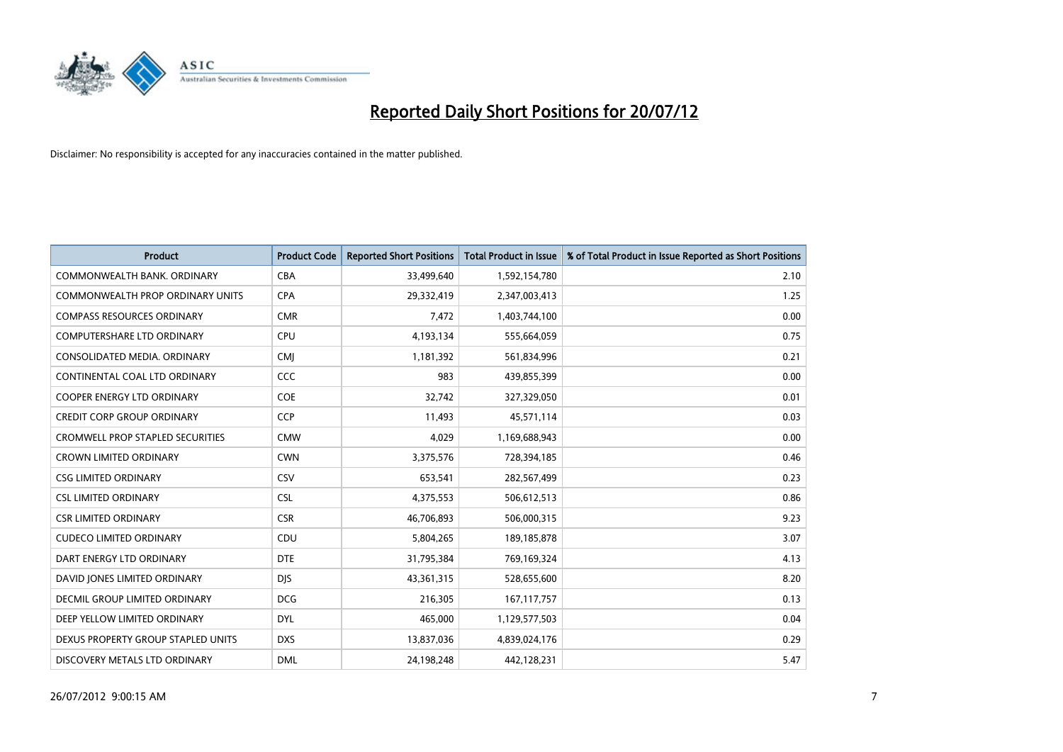# Reported Daily Short Positions for 20/07/12

Disclaimer: No responsibility is accepted for any inaccuracies contained in the matter published.

| Product | Product Code | Reported Short Positions | Total Product in Issue | % of Total Product in Issue Reported as Short Positions |
|---|---|---|---|---|
| COMMONWEALTH BANK. ORDINARY | CBA | 33,499,640 | 1,592,154,780 | 2.10 |
| COMMONWEALTH PROP ORDINARY UNITS | CPA | 29,332,419 | 2,347,003,413 | 1.25 |
| COMPASS RESOURCES ORDINARY | CMR | 7,472 | 1,403,744,100 | 0.00 |
| COMPUTERSHARE LTD ORDINARY | CPU | 4,193,134 | 555,664,059 | 0.75 |
| CONSOLIDATED MEDIA. ORDINARY | CMJ | 1,181,392 | 561,834,996 | 0.21 |
| CONTINENTAL COAL LTD ORDINARY | CCC | 983 | 439,855,399 | 0.00 |
| COOPER ENERGY LTD ORDINARY | COE | 32,742 | 327,329,050 | 0.01 |
| CREDIT CORP GROUP ORDINARY | CCP | 11,493 | 45,571,114 | 0.03 |
| CROMWELL PROP STAPLED SECURITIES | CMW | 4,029 | 1,169,688,943 | 0.00 |
| CROWN LIMITED ORDINARY | CWN | 3,375,576 | 728,394,185 | 0.46 |
| CSG LIMITED ORDINARY | CSV | 653,541 | 282,567,499 | 0.23 |
| CSL LIMITED ORDINARY | CSL | 4,375,553 | 506,612,513 | 0.86 |
| CSR LIMITED ORDINARY | CSR | 46,706,893 | 506,000,315 | 9.23 |
| CUDECO LIMITED ORDINARY | CDU | 5,804,265 | 189,185,878 | 3.07 |
| DART ENERGY LTD ORDINARY | DTE | 31,795,384 | 769,169,324 | 4.13 |
| DAVID JONES LIMITED ORDINARY | DJS | 43,361,315 | 528,655,600 | 8.20 |
| DECMIL GROUP LIMITED ORDINARY | DCG | 216,305 | 167,117,757 | 0.13 |
| DEEP YELLOW LIMITED ORDINARY | DYL | 465,000 | 1,129,577,503 | 0.04 |
| DEXUS PROPERTY GROUP STAPLED UNITS | DXS | 13,837,036 | 4,839,024,176 | 0.29 |
| DISCOVERY METALS LTD ORDINARY | DML | 24,198,248 | 442,128,231 | 5.47 |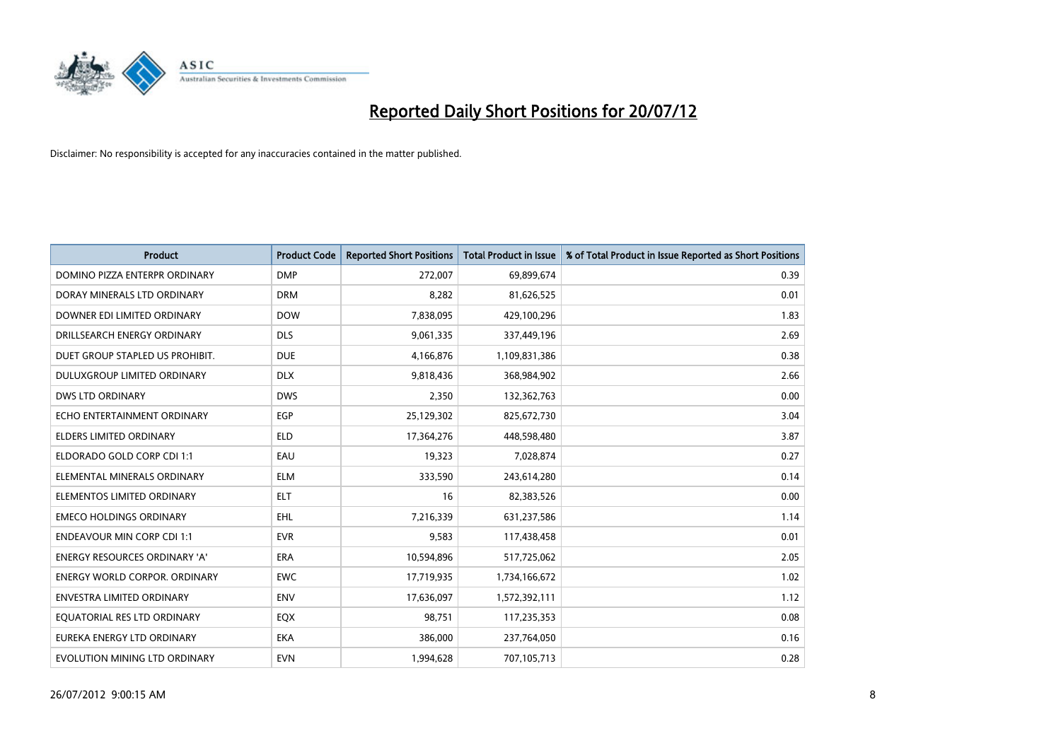# Reported Daily Short Positions for 20/07/12

Disclaimer: No responsibility is accepted for any inaccuracies contained in the matter published.

| Product | Product Code | Reported Short Positions | Total Product in Issue | % of Total Product in Issue Reported as Short Positions |
|---|---|---|---|---|
| DOMINO PIZZA ENTERPR ORDINARY | DMP | 272,007 | 69,899,674 | 0.39 |
| DORAY MINERALS LTD ORDINARY | DRM | 8,282 | 81,626,525 | 0.01 |
| DOWNER EDI LIMITED ORDINARY | DOW | 7,838,095 | 429,100,296 | 1.83 |
| DRILLSEARCH ENERGY ORDINARY | DLS | 9,061,335 | 337,449,196 | 2.69 |
| DUET GROUP STAPLED US PROHIBIT. | DUE | 4,166,876 | 1,109,831,386 | 0.38 |
| DULUXGROUP LIMITED ORDINARY | DLX | 9,818,436 | 368,984,902 | 2.66 |
| DWS LTD ORDINARY | DWS | 2,350 | 132,362,763 | 0.00 |
| ECHO ENTERTAINMENT ORDINARY | EGP | 25,129,302 | 825,672,730 | 3.04 |
| ELDERS LIMITED ORDINARY | ELD | 17,364,276 | 448,598,480 | 3.87 |
| ELDORADO GOLD CORP CDI 1:1 | EAU | 19,323 | 7,028,874 | 0.27 |
| ELEMENTAL MINERALS ORDINARY | ELM | 333,590 | 243,614,280 | 0.14 |
| ELEMENTOS LIMITED ORDINARY | ELT | 16 | 82,383,526 | 0.00 |
| EMECO HOLDINGS ORDINARY | EHL | 7,216,339 | 631,237,586 | 1.14 |
| ENDEAVOUR MIN CORP CDI 1:1 | EVR | 9,583 | 117,438,458 | 0.01 |
| ENERGY RESOURCES ORDINARY 'A' | ERA | 10,594,896 | 517,725,062 | 2.05 |
| ENERGY WORLD CORPOR. ORDINARY | EWC | 17,719,935 | 1,734,166,672 | 1.02 |
| ENVESTRA LIMITED ORDINARY | ENV | 17,636,097 | 1,572,392,111 | 1.12 |
| EQUATORIAL RES LTD ORDINARY | EQX | 98,751 | 117,235,353 | 0.08 |
| EUREKA ENERGY LTD ORDINARY | EKA | 386,000 | 237,764,050 | 0.16 |
| EVOLUTION MINING LTD ORDINARY | EVN | 1,994,628 | 707,105,713 | 0.28 |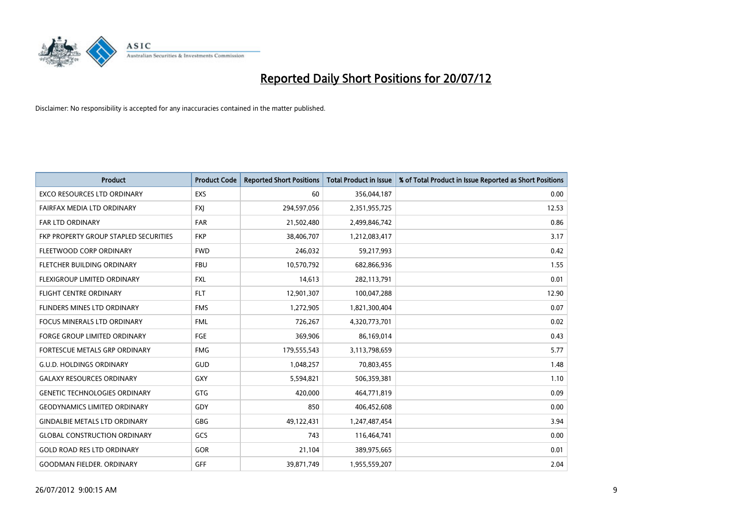# Reported Daily Short Positions for 20/07/12

Disclaimer: No responsibility is accepted for any inaccuracies contained in the matter published.

| Product | Product Code | Reported Short Positions | Total Product in Issue | % of Total Product in Issue Reported as Short Positions |
|---|---|---|---|---|
| EXCO RESOURCES LTD ORDINARY | EXS | 60 | 356,044,187 | 0.00 |
| FAIRFAX MEDIA LTD ORDINARY | FXJ | 294,597,056 | 2,351,955,725 | 12.53 |
| FAR LTD ORDINARY | FAR | 21,502,480 | 2,499,846,742 | 0.86 |
| FKP PROPERTY GROUP STAPLED SECURITIES | FKP | 38,406,707 | 1,212,083,417 | 3.17 |
| FLEETWOOD CORP ORDINARY | FWD | 246,032 | 59,217,993 | 0.42 |
| FLETCHER BUILDING ORDINARY | FBU | 10,570,792 | 682,866,936 | 1.55 |
| FLEXIGROUP LIMITED ORDINARY | FXL | 14,613 | 282,113,791 | 0.01 |
| FLIGHT CENTRE ORDINARY | FLT | 12,901,307 | 100,047,288 | 12.90 |
| FLINDERS MINES LTD ORDINARY | FMS | 1,272,905 | 1,821,300,404 | 0.07 |
| FOCUS MINERALS LTD ORDINARY | FML | 726,267 | 4,320,773,701 | 0.02 |
| FORGE GROUP LIMITED ORDINARY | FGE | 369,906 | 86,169,014 | 0.43 |
| FORTESCUE METALS GRP ORDINARY | FMG | 179,555,543 | 3,113,798,659 | 5.77 |
| G.U.D. HOLDINGS ORDINARY | GUD | 1,048,257 | 70,803,455 | 1.48 |
| GALAXY RESOURCES ORDINARY | GXY | 5,594,821 | 506,359,381 | 1.10 |
| GENETIC TECHNOLOGIES ORDINARY | GTG | 420,000 | 464,771,819 | 0.09 |
| GEODYNAMICS LIMITED ORDINARY | GDY | 850 | 406,452,608 | 0.00 |
| GINDALBIE METALS LTD ORDINARY | GBG | 49,122,431 | 1,247,487,454 | 3.94 |
| GLOBAL CONSTRUCTION ORDINARY | GCS | 743 | 116,464,741 | 0.00 |
| GOLD ROAD RES LTD ORDINARY | GOR | 21,104 | 389,975,665 | 0.01 |
| GOODMAN FIELDER. ORDINARY | GFF | 39,871,749 | 1,955,559,207 | 2.04 |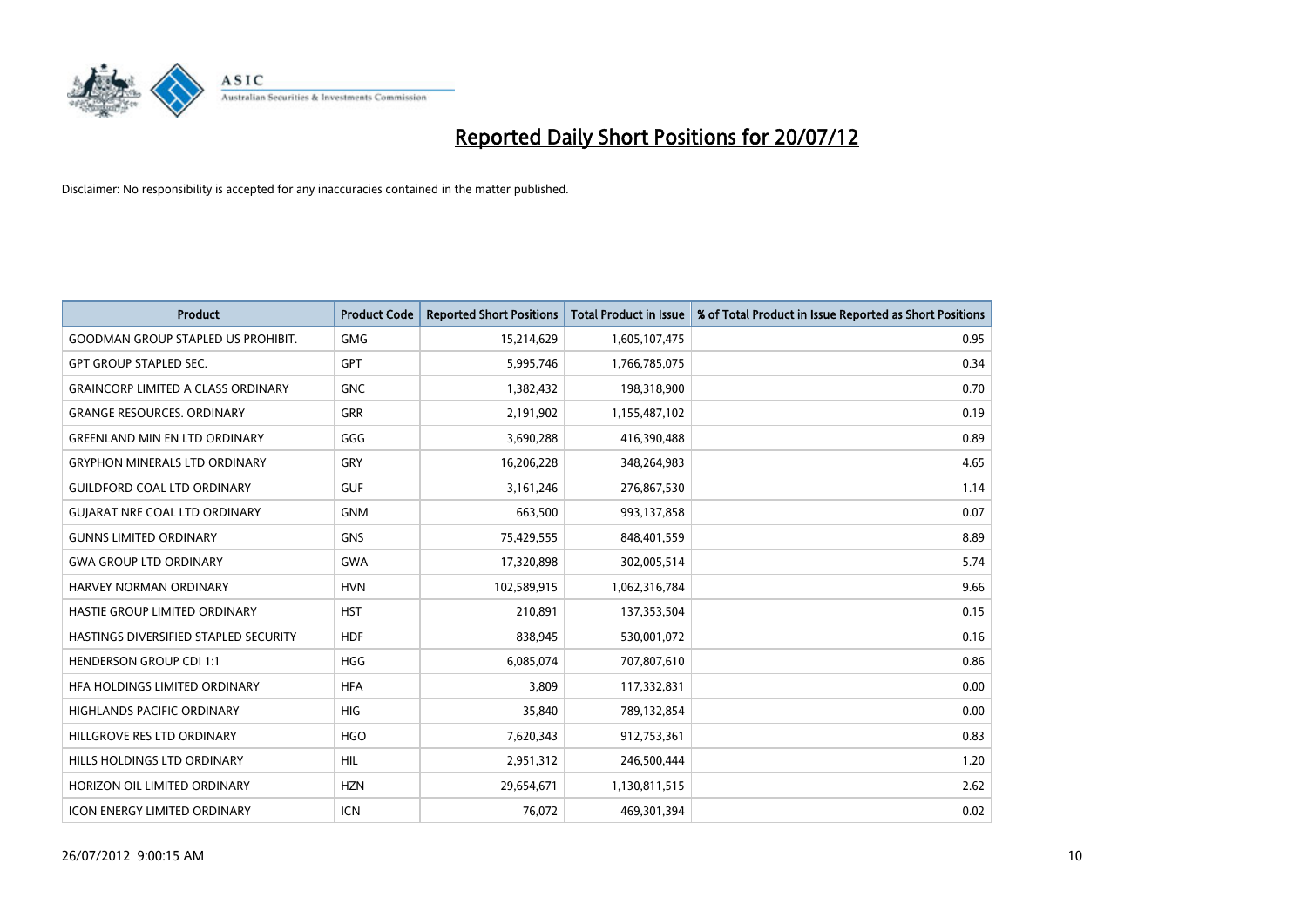# Reported Daily Short Positions for 20/07/12

Disclaimer: No responsibility is accepted for any inaccuracies contained in the matter published.

| Product | Product Code | Reported Short Positions | Total Product in Issue | % of Total Product in Issue Reported as Short Positions |
|---|---|---|---|---|
| GOODMAN GROUP STAPLED US PROHIBIT. | GMG | 15,214,629 | 1,605,107,475 | 0.95 |
| GPT GROUP STAPLED SEC. | GPT | 5,995,746 | 1,766,785,075 | 0.34 |
| GRAINCORP LIMITED A CLASS ORDINARY | GNC | 1,382,432 | 198,318,900 | 0.70 |
| GRANGE RESOURCES. ORDINARY | GRR | 2,191,902 | 1,155,487,102 | 0.19 |
| GREENLAND MIN EN LTD ORDINARY | GGG | 3,690,288 | 416,390,488 | 0.89 |
| GRYPHON MINERALS LTD ORDINARY | GRY | 16,206,228 | 348,264,983 | 4.65 |
| GUILDFORD COAL LTD ORDINARY | GUF | 3,161,246 | 276,867,530 | 1.14 |
| GUJARAT NRE COAL LTD ORDINARY | GNM | 663,500 | 993,137,858 | 0.07 |
| GUNNS LIMITED ORDINARY | GNS | 75,429,555 | 848,401,559 | 8.89 |
| GWA GROUP LTD ORDINARY | GWA | 17,320,898 | 302,005,514 | 5.74 |
| HARVEY NORMAN ORDINARY | HVN | 102,589,915 | 1,062,316,784 | 9.66 |
| HASTIE GROUP LIMITED ORDINARY | HST | 210,891 | 137,353,504 | 0.15 |
| HASTINGS DIVERSIFIED STAPLED SECURITY | HDF | 838,945 | 530,001,072 | 0.16 |
| HENDERSON GROUP CDI 1:1 | HGG | 6,085,074 | 707,807,610 | 0.86 |
| HFA HOLDINGS LIMITED ORDINARY | HFA | 3,809 | 117,332,831 | 0.00 |
| HIGHLANDS PACIFIC ORDINARY | HIG | 35,840 | 789,132,854 | 0.00 |
| HILLGROVE RES LTD ORDINARY | HGO | 7,620,343 | 912,753,361 | 0.83 |
| HILLS HOLDINGS LTD ORDINARY | HIL | 2,951,312 | 246,500,444 | 1.20 |
| HORIZON OIL LIMITED ORDINARY | HZN | 29,654,671 | 1,130,811,515 | 2.62 |
| ICON ENERGY LIMITED ORDINARY | ICN | 76,072 | 469,301,394 | 0.02 |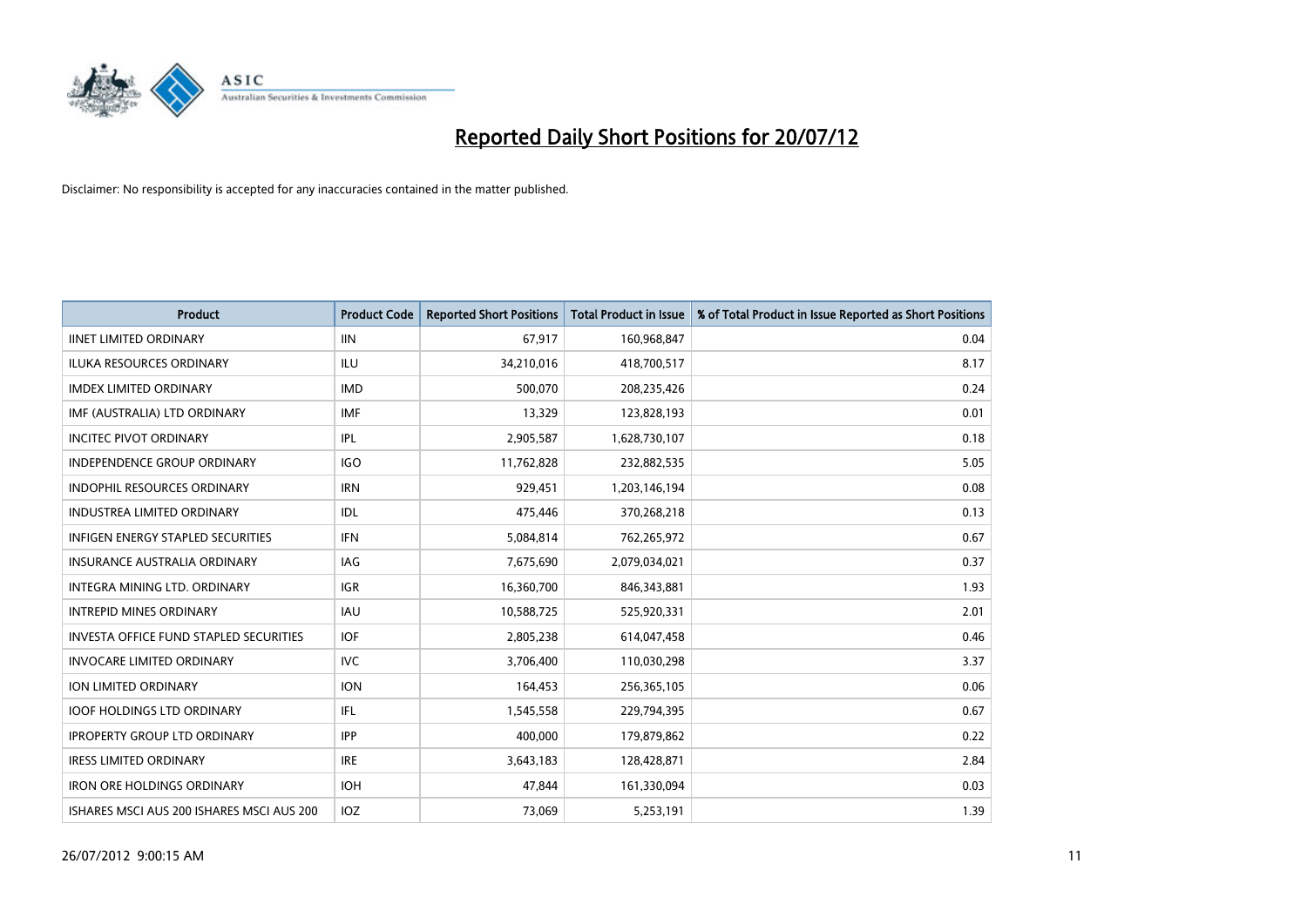# Reported Daily Short Positions for 20/07/12

Disclaimer: No responsibility is accepted for any inaccuracies contained in the matter published.

| Product | Product Code | Reported Short Positions | Total Product in Issue | % of Total Product in Issue Reported as Short Positions |
|---|---|---|---|---|
| IINET LIMITED ORDINARY | IIN | 67,917 | 160,968,847 | 0.04 |
| ILUKA RESOURCES ORDINARY | ILU | 34,210,016 | 418,700,517 | 8.17 |
| IMDEX LIMITED ORDINARY | IMD | 500,070 | 208,235,426 | 0.24 |
| IMF (AUSTRALIA) LTD ORDINARY | IMF | 13,329 | 123,828,193 | 0.01 |
| INCITEC PIVOT ORDINARY | IPL | 2,905,587 | 1,628,730,107 | 0.18 |
| INDEPENDENCE GROUP ORDINARY | IGO | 11,762,828 | 232,882,535 | 5.05 |
| INDOPHIL RESOURCES ORDINARY | IRN | 929,451 | 1,203,146,194 | 0.08 |
| INDUSTREA LIMITED ORDINARY | IDL | 475,446 | 370,268,218 | 0.13 |
| INFIGEN ENERGY STAPLED SECURITIES | IFN | 5,084,814 | 762,265,972 | 0.67 |
| INSURANCE AUSTRALIA ORDINARY | IAG | 7,675,690 | 2,079,034,021 | 0.37 |
| INTEGRA MINING LTD. ORDINARY | IGR | 16,360,700 | 846,343,881 | 1.93 |
| INTREPID MINES ORDINARY | IAU | 10,588,725 | 525,920,331 | 2.01 |
| INVESTA OFFICE FUND STAPLED SECURITIES | IOF | 2,805,238 | 614,047,458 | 0.46 |
| INVOCARE LIMITED ORDINARY | IVC | 3,706,400 | 110,030,298 | 3.37 |
| ION LIMITED ORDINARY | ION | 164,453 | 256,365,105 | 0.06 |
| IOOF HOLDINGS LTD ORDINARY | IFL | 1,545,558 | 229,794,395 | 0.67 |
| IPROPERTY GROUP LTD ORDINARY | IPP | 400,000 | 179,879,862 | 0.22 |
| IRESS LIMITED ORDINARY | IRE | 3,643,183 | 128,428,871 | 2.84 |
| IRON ORE HOLDINGS ORDINARY | IOH | 47,844 | 161,330,094 | 0.03 |
| ISHARES MSCI AUS 200 ISHARES MSCI AUS 200 | IOZ | 73,069 | 5,253,191 | 1.39 |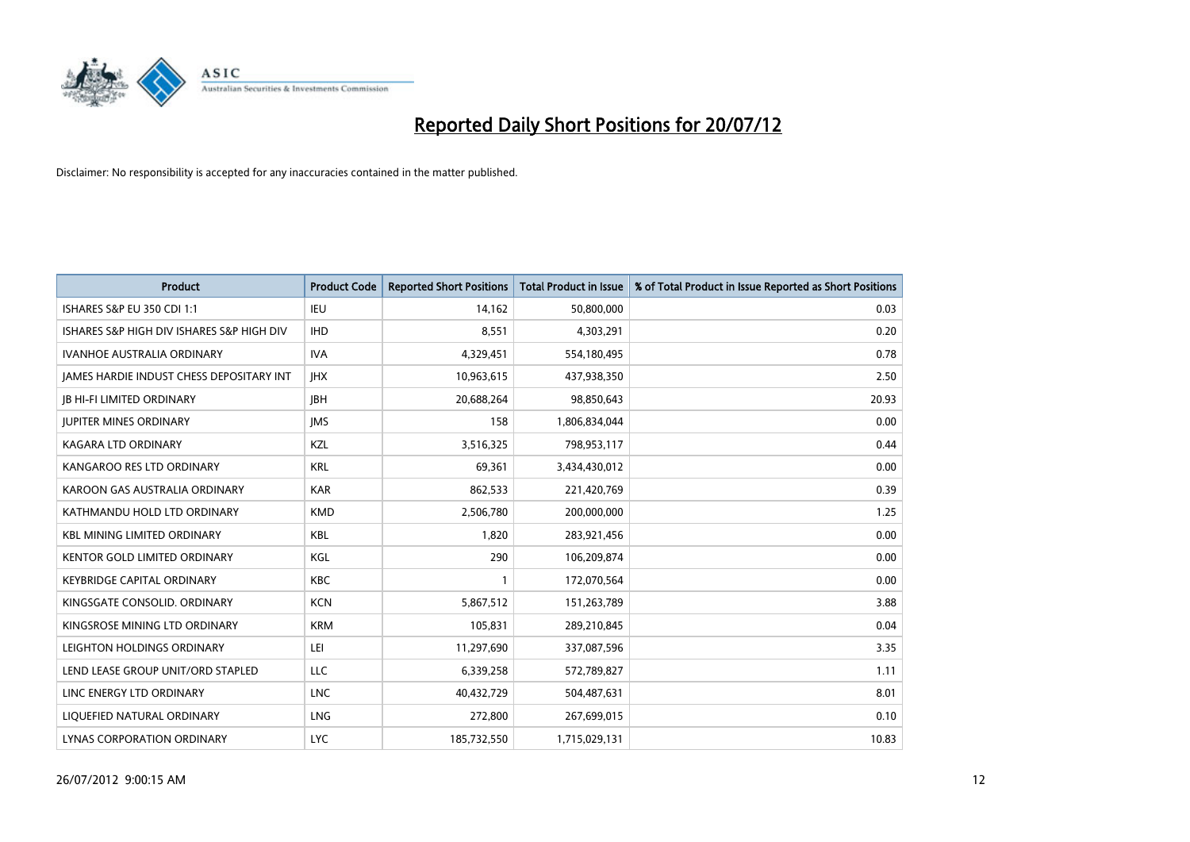# Reported Daily Short Positions for 20/07/12

Disclaimer: No responsibility is accepted for any inaccuracies contained in the matter published.

| Product | Product Code | Reported Short Positions | Total Product in Issue | % of Total Product in Issue Reported as Short Positions |
|---|---|---|---|---|
| ISHARES S&P EU 350 CDI 1:1 | IEU | 14,162 | 50,800,000 | 0.03 |
| ISHARES S&P HIGH DIV ISHARES S&P HIGH DIV | IHD | 8,551 | 4,303,291 | 0.20 |
| IVANHOE AUSTRALIA ORDINARY | IVA | 4,329,451 | 554,180,495 | 0.78 |
| JAMES HARDIE INDUST CHESS DEPOSITARY INT | JHX | 10,963,615 | 437,938,350 | 2.50 |
| JB HI-FI LIMITED ORDINARY | JBH | 20,688,264 | 98,850,643 | 20.93 |
| JUPITER MINES ORDINARY | JMS | 158 | 1,806,834,044 | 0.00 |
| KAGARA LTD ORDINARY | KZL | 3,516,325 | 798,953,117 | 0.44 |
| KANGAROO RES LTD ORDINARY | KRL | 69,361 | 3,434,430,012 | 0.00 |
| KAROON GAS AUSTRALIA ORDINARY | KAR | 862,533 | 221,420,769 | 0.39 |
| KATHMANDU HOLD LTD ORDINARY | KMD | 2,506,780 | 200,000,000 | 1.25 |
| KBL MINING LIMITED ORDINARY | KBL | 1,820 | 283,921,456 | 0.00 |
| KENTOR GOLD LIMITED ORDINARY | KGL | 290 | 106,209,874 | 0.00 |
| KEYBRIDGE CAPITAL ORDINARY | KBC | 1 | 172,070,564 | 0.00 |
| KINGSGATE CONSOLID. ORDINARY | KCN | 5,867,512 | 151,263,789 | 3.88 |
| KINGSROSE MINING LTD ORDINARY | KRM | 105,831 | 289,210,845 | 0.04 |
| LEIGHTON HOLDINGS ORDINARY | LEI | 11,297,690 | 337,087,596 | 3.35 |
| LEND LEASE GROUP UNIT/ORD STAPLED | LLC | 6,339,258 | 572,789,827 | 1.11 |
| LINC ENERGY LTD ORDINARY | LNC | 40,432,729 | 504,487,631 | 8.01 |
| LIQUEFIED NATURAL ORDINARY | LNG | 272,800 | 267,699,015 | 0.10 |
| LYNAS CORPORATION ORDINARY | LYC | 185,732,550 | 1,715,029,131 | 10.83 |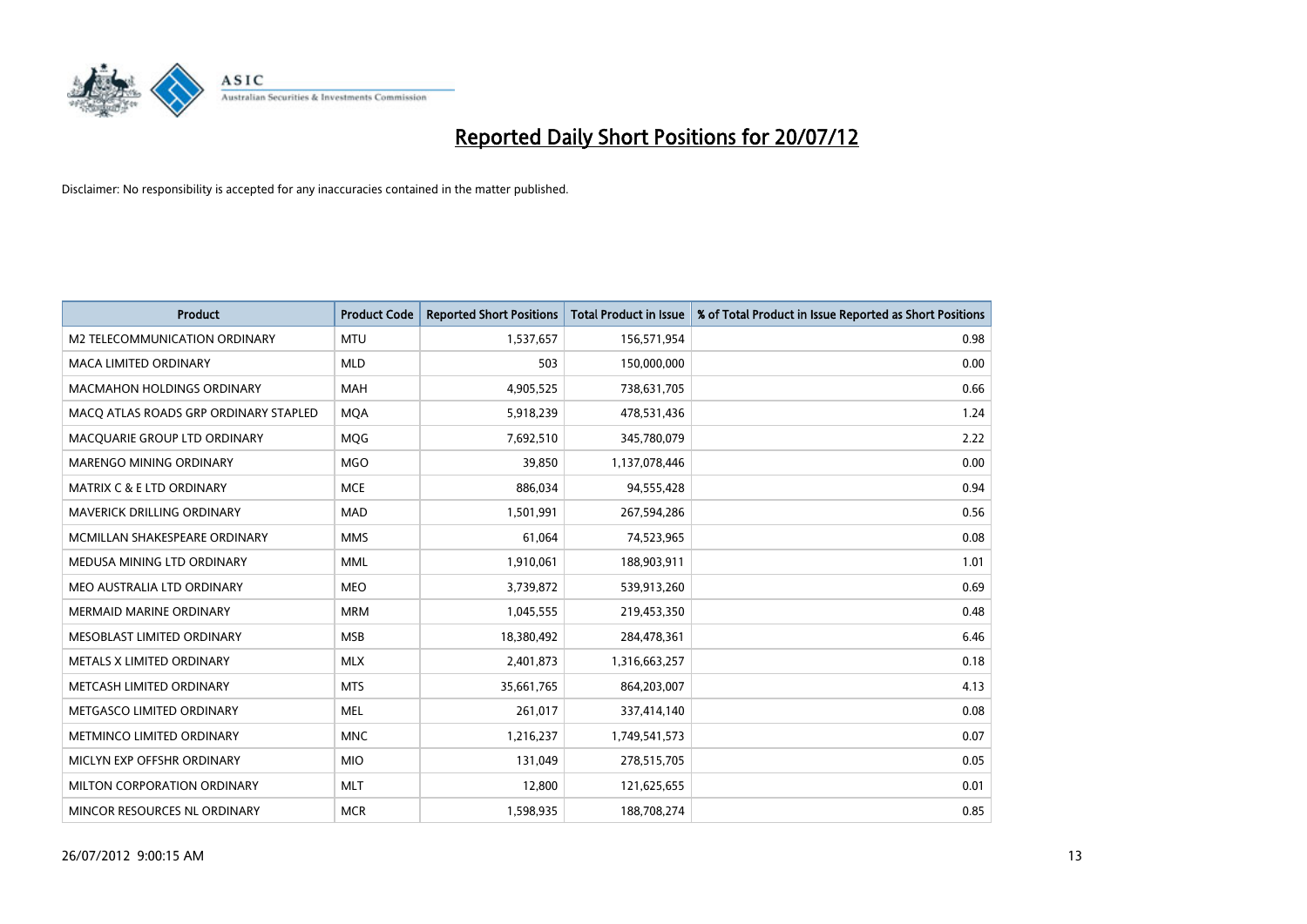# Reported Daily Short Positions for 20/07/12

Disclaimer: No responsibility is accepted for any inaccuracies contained in the matter published.

| Product | Product Code | Reported Short Positions | Total Product in Issue | % of Total Product in Issue Reported as Short Positions |
|---|---|---|---|---|
| M2 TELECOMMUNICATION ORDINARY | MTU | 1,537,657 | 156,571,954 | 0.98 |
| MACA LIMITED ORDINARY | MLD | 503 | 150,000,000 | 0.00 |
| MACMAHON HOLDINGS ORDINARY | MAH | 4,905,525 | 738,631,705 | 0.66 |
| MACQ ATLAS ROADS GRP ORDINARY STAPLED | MQA | 5,918,239 | 478,531,436 | 1.24 |
| MACQUARIE GROUP LTD ORDINARY | MQG | 7,692,510 | 345,780,079 | 2.22 |
| MARENGO MINING ORDINARY | MGO | 39,850 | 1,137,078,446 | 0.00 |
| MATRIX C & E LTD ORDINARY | MCE | 886,034 | 94,555,428 | 0.94 |
| MAVERICK DRILLING ORDINARY | MAD | 1,501,991 | 267,594,286 | 0.56 |
| MCMILLAN SHAKESPEARE ORDINARY | MMS | 61,064 | 74,523,965 | 0.08 |
| MEDUSA MINING LTD ORDINARY | MML | 1,910,061 | 188,903,911 | 1.01 |
| MEO AUSTRALIA LTD ORDINARY | MEO | 3,739,872 | 539,913,260 | 0.69 |
| MERMAID MARINE ORDINARY | MRM | 1,045,555 | 219,453,350 | 0.48 |
| MESOBLAST LIMITED ORDINARY | MSB | 18,380,492 | 284,478,361 | 6.46 |
| METALS X LIMITED ORDINARY | MLX | 2,401,873 | 1,316,663,257 | 0.18 |
| METCASH LIMITED ORDINARY | MTS | 35,661,765 | 864,203,007 | 4.13 |
| METGASCO LIMITED ORDINARY | MEL | 261,017 | 337,414,140 | 0.08 |
| METMINCO LIMITED ORDINARY | MNC | 1,216,237 | 1,749,541,573 | 0.07 |
| MICLYN EXP OFFSHR ORDINARY | MIO | 131,049 | 278,515,705 | 0.05 |
| MILTON CORPORATION ORDINARY | MLT | 12,800 | 121,625,655 | 0.01 |
| MINCOR RESOURCES NL ORDINARY | MCR | 1,598,935 | 188,708,274 | 0.85 |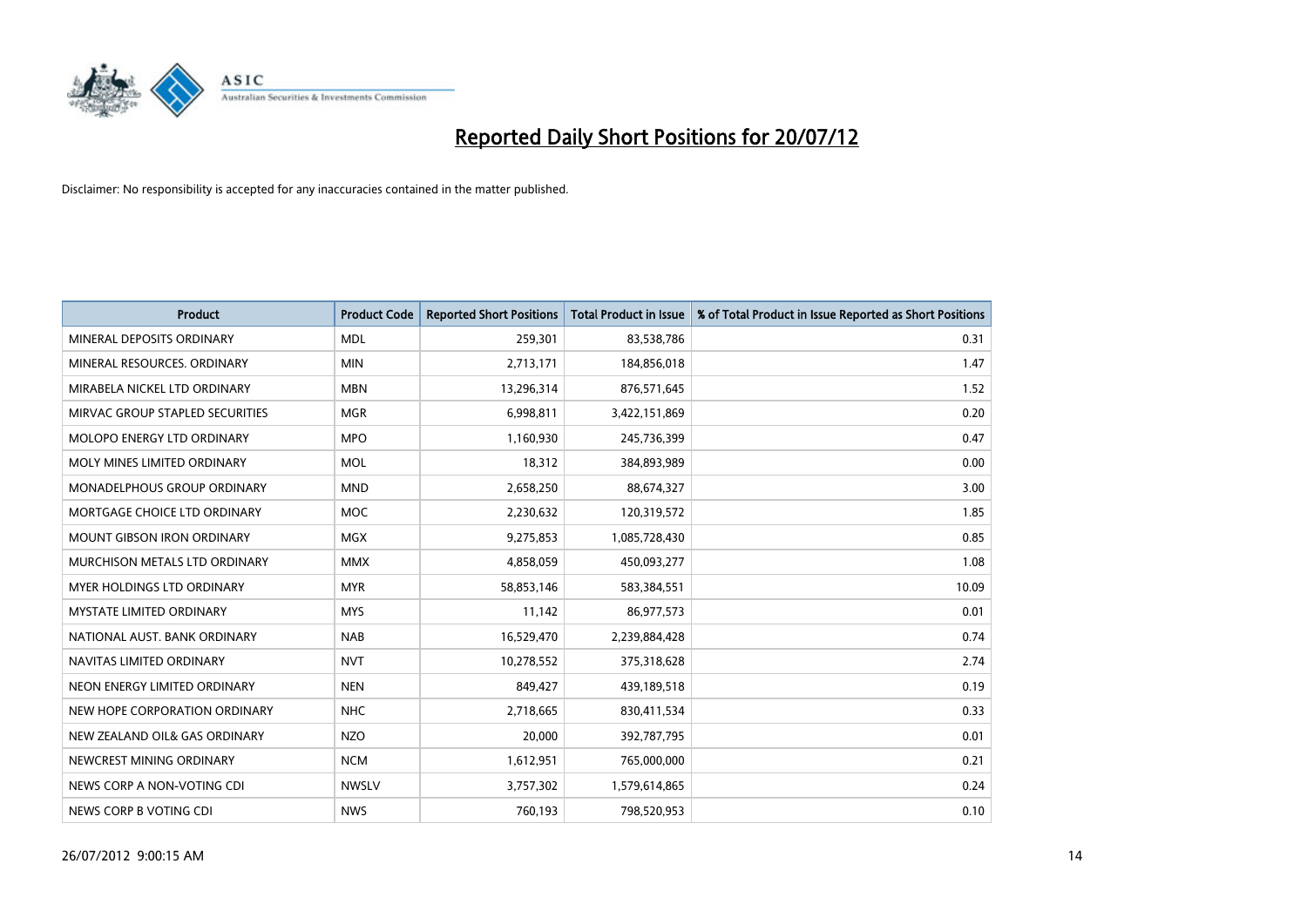# Reported Daily Short Positions for 20/07/12

Disclaimer: No responsibility is accepted for any inaccuracies contained in the matter published.

| Product | Product Code | Reported Short Positions | Total Product in Issue | % of Total Product in Issue Reported as Short Positions |
|---|---|---|---|---|
| MINERAL DEPOSITS ORDINARY | MDL | 259,301 | 83,538,786 | 0.31 |
| MINERAL RESOURCES. ORDINARY | MIN | 2,713,171 | 184,856,018 | 1.47 |
| MIRABELA NICKEL LTD ORDINARY | MBN | 13,296,314 | 876,571,645 | 1.52 |
| MIRVAC GROUP STAPLED SECURITIES | MGR | 6,998,811 | 3,422,151,869 | 0.20 |
| MOLOPO ENERGY LTD ORDINARY | MPO | 1,160,930 | 245,736,399 | 0.47 |
| MOLY MINES LIMITED ORDINARY | MOL | 18,312 | 384,893,989 | 0.00 |
| MONADELPHOUS GROUP ORDINARY | MND | 2,658,250 | 88,674,327 | 3.00 |
| MORTGAGE CHOICE LTD ORDINARY | MOC | 2,230,632 | 120,319,572 | 1.85 |
| MOUNT GIBSON IRON ORDINARY | MGX | 9,275,853 | 1,085,728,430 | 0.85 |
| MURCHISON METALS LTD ORDINARY | MMX | 4,858,059 | 450,093,277 | 1.08 |
| MYER HOLDINGS LTD ORDINARY | MYR | 58,853,146 | 583,384,551 | 10.09 |
| MYSTATE LIMITED ORDINARY | MYS | 11,142 | 86,977,573 | 0.01 |
| NATIONAL AUST. BANK ORDINARY | NAB | 16,529,470 | 2,239,884,428 | 0.74 |
| NAVITAS LIMITED ORDINARY | NVT | 10,278,552 | 375,318,628 | 2.74 |
| NEON ENERGY LIMITED ORDINARY | NEN | 849,427 | 439,189,518 | 0.19 |
| NEW HOPE CORPORATION ORDINARY | NHC | 2,718,665 | 830,411,534 | 0.33 |
| NEW ZEALAND OIL& GAS ORDINARY | NZO | 20,000 | 392,787,795 | 0.01 |
| NEWCREST MINING ORDINARY | NCM | 1,612,951 | 765,000,000 | 0.21 |
| NEWS CORP A NON-VOTING CDI | NWSLV | 3,757,302 | 1,579,614,865 | 0.24 |
| NEWS CORP B VOTING CDI | NWS | 760,193 | 798,520,953 | 0.10 |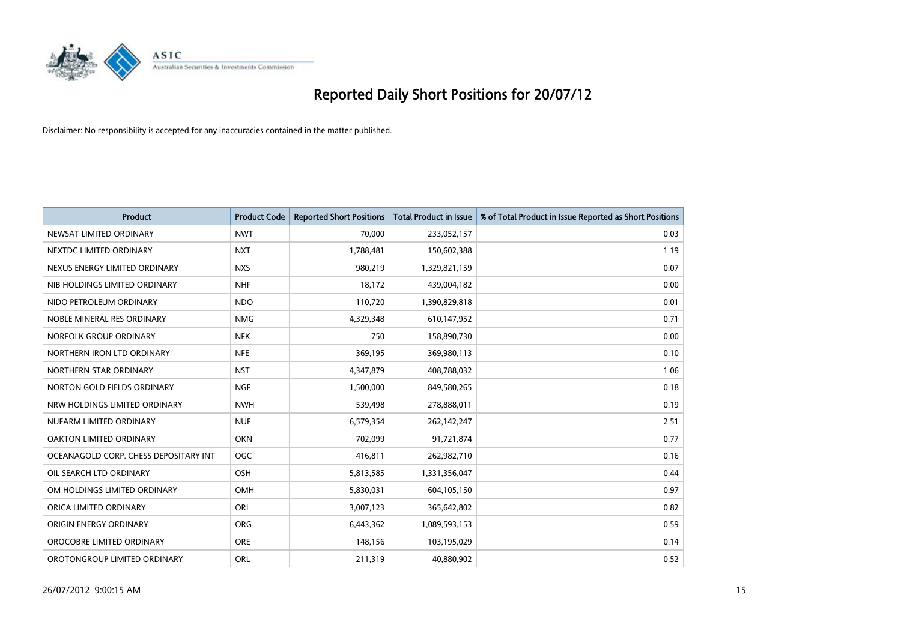# Reported Daily Short Positions for 20/07/12

Disclaimer: No responsibility is accepted for any inaccuracies contained in the matter published.

| Product | Product Code | Reported Short Positions | Total Product in Issue | % of Total Product in Issue Reported as Short Positions |
|---|---|---|---|---|
| NEWSAT LIMITED ORDINARY | NWT | 70,000 | 233,052,157 | 0.03 |
| NEXTDC LIMITED ORDINARY | NXT | 1,788,481 | 150,602,388 | 1.19 |
| NEXUS ENERGY LIMITED ORDINARY | NXS | 980,219 | 1,329,821,159 | 0.07 |
| NIB HOLDINGS LIMITED ORDINARY | NHF | 18,172 | 439,004,182 | 0.00 |
| NIDO PETROLEUM ORDINARY | NDO | 110,720 | 1,390,829,818 | 0.01 |
| NOBLE MINERAL RES ORDINARY | NMG | 4,329,348 | 610,147,952 | 0.71 |
| NORFOLK GROUP ORDINARY | NFK | 750 | 158,890,730 | 0.00 |
| NORTHERN IRON LTD ORDINARY | NFE | 369,195 | 369,980,113 | 0.10 |
| NORTHERN STAR ORDINARY | NST | 4,347,879 | 408,788,032 | 1.06 |
| NORTON GOLD FIELDS ORDINARY | NGF | 1,500,000 | 849,580,265 | 0.18 |
| NRW HOLDINGS LIMITED ORDINARY | NWH | 539,498 | 278,888,011 | 0.19 |
| NUFARM LIMITED ORDINARY | NUF | 6,579,354 | 262,142,247 | 2.51 |
| OAKTON LIMITED ORDINARY | OKN | 702,099 | 91,721,874 | 0.77 |
| OCEANAGOLD CORP. CHESS DEPOSITARY INT | OGC | 416,811 | 262,982,710 | 0.16 |
| OIL SEARCH LTD ORDINARY | OSH | 5,813,585 | 1,331,356,047 | 0.44 |
| OM HOLDINGS LIMITED ORDINARY | OMH | 5,830,031 | 604,105,150 | 0.97 |
| ORICA LIMITED ORDINARY | ORI | 3,007,123 | 365,642,802 | 0.82 |
| ORIGIN ENERGY ORDINARY | ORG | 6,443,362 | 1,089,593,153 | 0.59 |
| OROCOBRE LIMITED ORDINARY | ORE | 148,156 | 103,195,029 | 0.14 |
| OROTONGROUP LIMITED ORDINARY | ORL | 211,319 | 40,880,902 | 0.52 |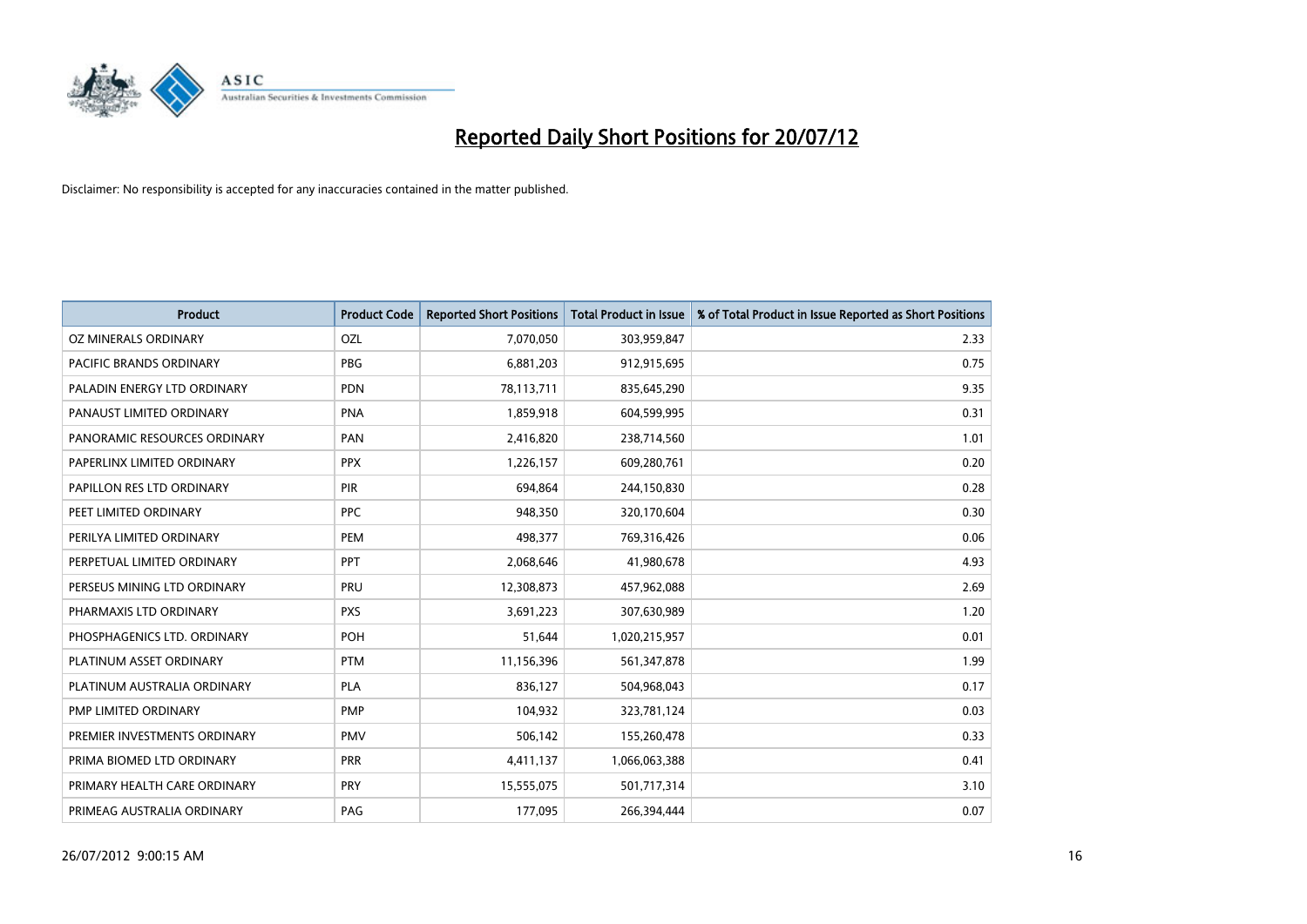# Reported Daily Short Positions for 20/07/12

Disclaimer: No responsibility is accepted for any inaccuracies contained in the matter published.

| Product | Product Code | Reported Short Positions | Total Product in Issue | % of Total Product in Issue Reported as Short Positions |
|---|---|---|---|---|
| OZ MINERALS ORDINARY | OZL | 7,070,050 | 303,959,847 | 2.33 |
| PACIFIC BRANDS ORDINARY | PBG | 6,881,203 | 912,915,695 | 0.75 |
| PALADIN ENERGY LTD ORDINARY | PDN | 78,113,711 | 835,645,290 | 9.35 |
| PANAUST LIMITED ORDINARY | PNA | 1,859,918 | 604,599,995 | 0.31 |
| PANORAMIC RESOURCES ORDINARY | PAN | 2,416,820 | 238,714,560 | 1.01 |
| PAPERLINX LIMITED ORDINARY | PPX | 1,226,157 | 609,280,761 | 0.20 |
| PAPILLON RES LTD ORDINARY | PIR | 694,864 | 244,150,830 | 0.28 |
| PEET LIMITED ORDINARY | PPC | 948,350 | 320,170,604 | 0.30 |
| PERILYA LIMITED ORDINARY | PEM | 498,377 | 769,316,426 | 0.06 |
| PERPETUAL LIMITED ORDINARY | PPT | 2,068,646 | 41,980,678 | 4.93 |
| PERSEUS MINING LTD ORDINARY | PRU | 12,308,873 | 457,962,088 | 2.69 |
| PHARMAXIS LTD ORDINARY | PXS | 3,691,223 | 307,630,989 | 1.20 |
| PHOSPHAGENICS LTD. ORDINARY | POH | 51,644 | 1,020,215,957 | 0.01 |
| PLATINUM ASSET ORDINARY | PTM | 11,156,396 | 561,347,878 | 1.99 |
| PLATINUM AUSTRALIA ORDINARY | PLA | 836,127 | 504,968,043 | 0.17 |
| PMP LIMITED ORDINARY | PMP | 104,932 | 323,781,124 | 0.03 |
| PREMIER INVESTMENTS ORDINARY | PMV | 506,142 | 155,260,478 | 0.33 |
| PRIMA BIOMED LTD ORDINARY | PRR | 4,411,137 | 1,066,063,388 | 0.41 |
| PRIMARY HEALTH CARE ORDINARY | PRY | 15,555,075 | 501,717,314 | 3.10 |
| PRIMEAG AUSTRALIA ORDINARY | PAG | 177,095 | 266,394,444 | 0.07 |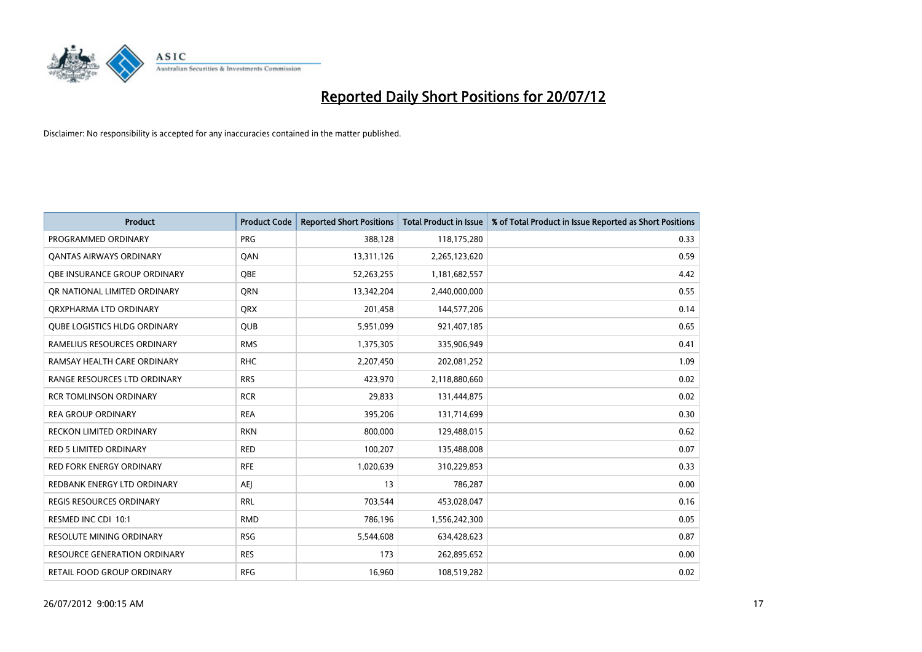# Reported Daily Short Positions for 20/07/12

Disclaimer: No responsibility is accepted for any inaccuracies contained in the matter published.

| Product | Product Code | Reported Short Positions | Total Product in Issue | % of Total Product in Issue Reported as Short Positions |
|---|---|---|---|---|
| PROGRAMMED ORDINARY | PRG | 388,128 | 118,175,280 | 0.33 |
| QANTAS AIRWAYS ORDINARY | QAN | 13,311,126 | 2,265,123,620 | 0.59 |
| QBE INSURANCE GROUP ORDINARY | QBE | 52,263,255 | 1,181,682,557 | 4.42 |
| QR NATIONAL LIMITED ORDINARY | QRN | 13,342,204 | 2,440,000,000 | 0.55 |
| QRXPHARMA LTD ORDINARY | QRX | 201,458 | 144,577,206 | 0.14 |
| QUBE LOGISTICS HLDG ORDINARY | QUB | 5,951,099 | 921,407,185 | 0.65 |
| RAMELIUS RESOURCES ORDINARY | RMS | 1,375,305 | 335,906,949 | 0.41 |
| RAMSAY HEALTH CARE ORDINARY | RHC | 2,207,450 | 202,081,252 | 1.09 |
| RANGE RESOURCES LTD ORDINARY | RRS | 423,970 | 2,118,880,660 | 0.02 |
| RCR TOMLINSON ORDINARY | RCR | 29,833 | 131,444,875 | 0.02 |
| REA GROUP ORDINARY | REA | 395,206 | 131,714,699 | 0.30 |
| RECKON LIMITED ORDINARY | RKN | 800,000 | 129,488,015 | 0.62 |
| RED 5 LIMITED ORDINARY | RED | 100,207 | 135,488,008 | 0.07 |
| RED FORK ENERGY ORDINARY | RFE | 1,020,639 | 310,229,853 | 0.33 |
| REDBANK ENERGY LTD ORDINARY | AEJ | 13 | 786,287 | 0.00 |
| REGIS RESOURCES ORDINARY | RRL | 703,544 | 453,028,047 | 0.16 |
| RESMED INC CDI 10:1 | RMD | 786,196 | 1,556,242,300 | 0.05 |
| RESOLUTE MINING ORDINARY | RSG | 5,544,608 | 634,428,623 | 0.87 |
| RESOURCE GENERATION ORDINARY | RES | 173 | 262,895,652 | 0.00 |
| RETAIL FOOD GROUP ORDINARY | RFG | 16,960 | 108,519,282 | 0.02 |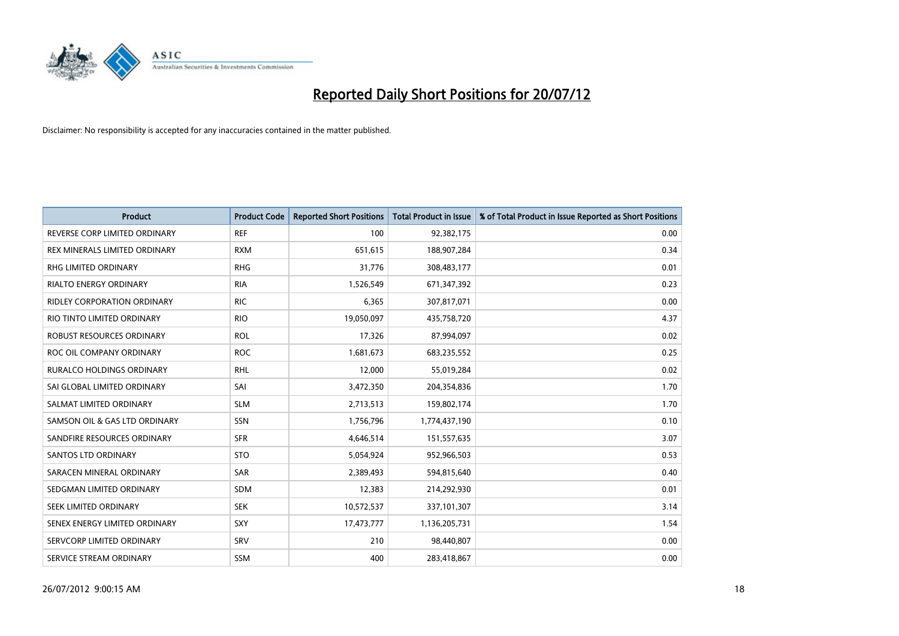# Reported Daily Short Positions for 20/07/12

Disclaimer: No responsibility is accepted for any inaccuracies contained in the matter published.

| Product | Product Code | Reported Short Positions | Total Product in Issue | % of Total Product in Issue Reported as Short Positions |
|---|---|---|---|---|
| REVERSE CORP LIMITED ORDINARY | REF | 100 | 92,382,175 | 0.00 |
| REX MINERALS LIMITED ORDINARY | RXM | 651,615 | 188,907,284 | 0.34 |
| RHG LIMITED ORDINARY | RHG | 31,776 | 308,483,177 | 0.01 |
| RIALTO ENERGY ORDINARY | RIA | 1,526,549 | 671,347,392 | 0.23 |
| RIDLEY CORPORATION ORDINARY | RIC | 6,365 | 307,817,071 | 0.00 |
| RIO TINTO LIMITED ORDINARY | RIO | 19,050,097 | 435,758,720 | 4.37 |
| ROBUST RESOURCES ORDINARY | ROL | 17,326 | 87,994,097 | 0.02 |
| ROC OIL COMPANY ORDINARY | ROC | 1,681,673 | 683,235,552 | 0.25 |
| RURALCO HOLDINGS ORDINARY | RHL | 12,000 | 55,019,284 | 0.02 |
| SAI GLOBAL LIMITED ORDINARY | SAI | 3,472,350 | 204,354,836 | 1.70 |
| SALMAT LIMITED ORDINARY | SLM | 2,713,513 | 159,802,174 | 1.70 |
| SAMSON OIL & GAS LTD ORDINARY | SSN | 1,756,796 | 1,774,437,190 | 0.10 |
| SANDFIRE RESOURCES ORDINARY | SFR | 4,646,514 | 151,557,635 | 3.07 |
| SANTOS LTD ORDINARY | STO | 5,054,924 | 952,966,503 | 0.53 |
| SARACEN MINERAL ORDINARY | SAR | 2,389,493 | 594,815,640 | 0.40 |
| SEDGMAN LIMITED ORDINARY | SDM | 12,383 | 214,292,930 | 0.01 |
| SEEK LIMITED ORDINARY | SEK | 10,572,537 | 337,101,307 | 3.14 |
| SENEX ENERGY LIMITED ORDINARY | SXY | 17,473,777 | 1,136,205,731 | 1.54 |
| SERVCORP LIMITED ORDINARY | SRV | 210 | 98,440,807 | 0.00 |
| SERVICE STREAM ORDINARY | SSM | 400 | 283,418,867 | 0.00 |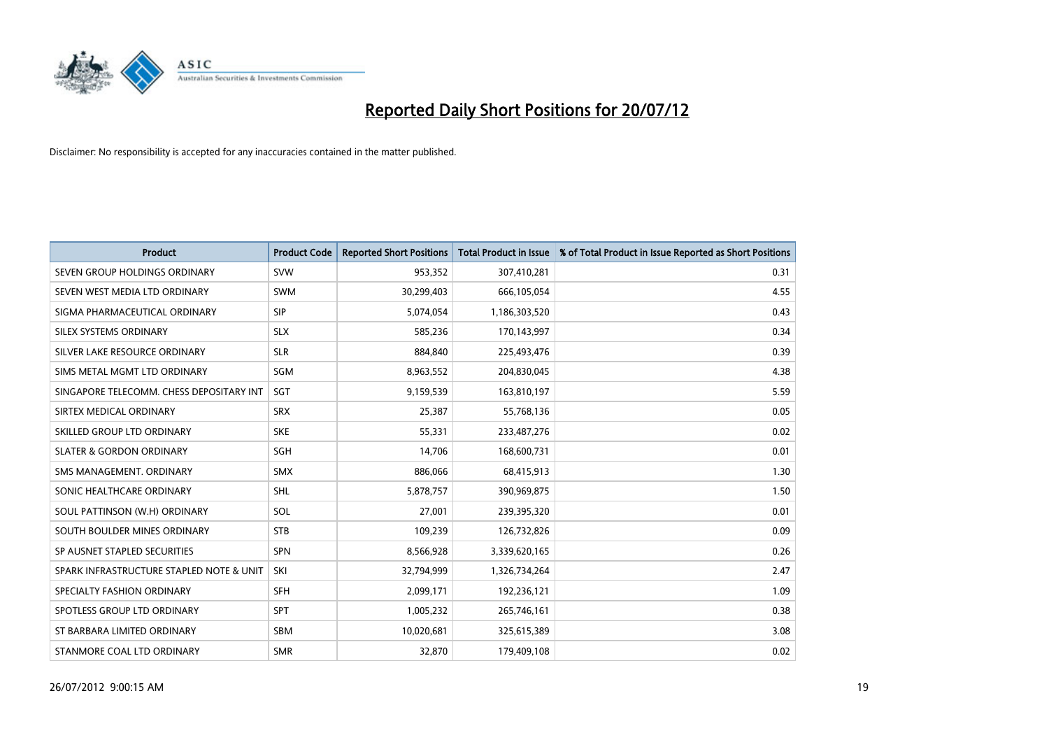# Reported Daily Short Positions for 20/07/12

Disclaimer: No responsibility is accepted for any inaccuracies contained in the matter published.

| Product | Product Code | Reported Short Positions | Total Product in Issue | % of Total Product in Issue Reported as Short Positions |
|---|---|---|---|---|
| SEVEN GROUP HOLDINGS ORDINARY | SVW | 953,352 | 307,410,281 | 0.31 |
| SEVEN WEST MEDIA LTD ORDINARY | SWM | 30,299,403 | 666,105,054 | 4.55 |
| SIGMA PHARMACEUTICAL ORDINARY | SIP | 5,074,054 | 1,186,303,520 | 0.43 |
| SILEX SYSTEMS ORDINARY | SLX | 585,236 | 170,143,997 | 0.34 |
| SILVER LAKE RESOURCE ORDINARY | SLR | 884,840 | 225,493,476 | 0.39 |
| SIMS METAL MGMT LTD ORDINARY | SGM | 8,963,552 | 204,830,045 | 4.38 |
| SINGAPORE TELECOMM. CHESS DEPOSITARY INT | SGT | 9,159,539 | 163,810,197 | 5.59 |
| SIRTEX MEDICAL ORDINARY | SRX | 25,387 | 55,768,136 | 0.05 |
| SKILLED GROUP LTD ORDINARY | SKE | 55,331 | 233,487,276 | 0.02 |
| SLATER & GORDON ORDINARY | SGH | 14,706 | 168,600,731 | 0.01 |
| SMS MANAGEMENT. ORDINARY | SMX | 886,066 | 68,415,913 | 1.30 |
| SONIC HEALTHCARE ORDINARY | SHL | 5,878,757 | 390,969,875 | 1.50 |
| SOUL PATTINSON (W.H) ORDINARY | SOL | 27,001 | 239,395,320 | 0.01 |
| SOUTH BOULDER MINES ORDINARY | STB | 109,239 | 126,732,826 | 0.09 |
| SP AUSNET STAPLED SECURITIES | SPN | 8,566,928 | 3,339,620,165 | 0.26 |
| SPARK INFRASTRUCTURE STAPLED NOTE & UNIT | SKI | 32,794,999 | 1,326,734,264 | 2.47 |
| SPECIALTY FASHION ORDINARY | SFH | 2,099,171 | 192,236,121 | 1.09 |
| SPOTLESS GROUP LTD ORDINARY | SPT | 1,005,232 | 265,746,161 | 0.38 |
| ST BARBARA LIMITED ORDINARY | SBM | 10,020,681 | 325,615,389 | 3.08 |
| STANMORE COAL LTD ORDINARY | SMR | 32,870 | 179,409,108 | 0.02 |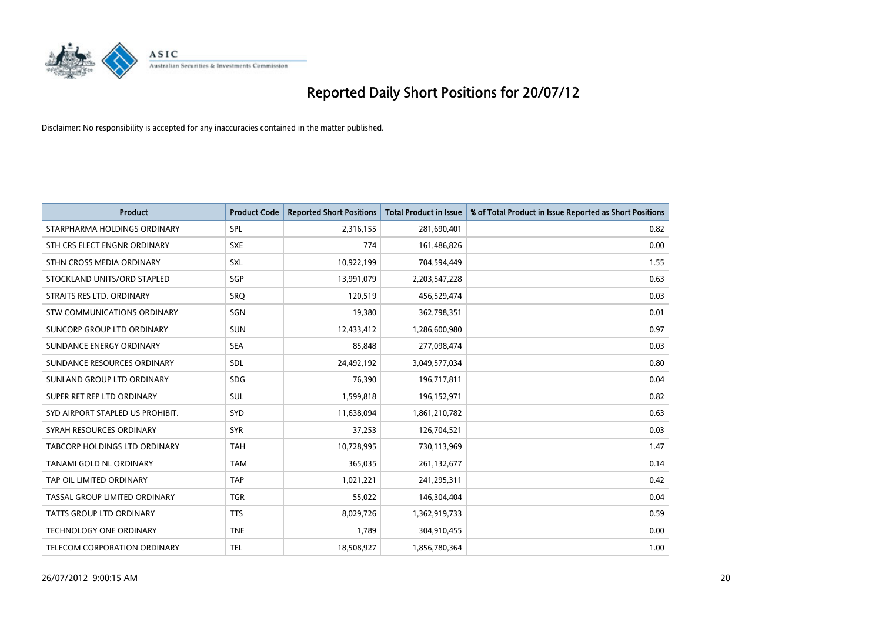# Reported Daily Short Positions for 20/07/12

Disclaimer: No responsibility is accepted for any inaccuracies contained in the matter published.

| Product | Product Code | Reported Short Positions | Total Product in Issue | % of Total Product in Issue Reported as Short Positions |
|---|---|---|---|---|
| STARPHARMA HOLDINGS ORDINARY | SPL | 2,316,155 | 281,690,401 | 0.82 |
| STH CRS ELECT ENGNR ORDINARY | SXE | 774 | 161,486,826 | 0.00 |
| STHN CROSS MEDIA ORDINARY | SXL | 10,922,199 | 704,594,449 | 1.55 |
| STOCKLAND UNITS/ORD STAPLED | SGP | 13,991,079 | 2,203,547,228 | 0.63 |
| STRAITS RES LTD. ORDINARY | SRQ | 120,519 | 456,529,474 | 0.03 |
| STW COMMUNICATIONS ORDINARY | SGN | 19,380 | 362,798,351 | 0.01 |
| SUNCORP GROUP LTD ORDINARY | SUN | 12,433,412 | 1,286,600,980 | 0.97 |
| SUNDANCE ENERGY ORDINARY | SEA | 85,848 | 277,098,474 | 0.03 |
| SUNDANCE RESOURCES ORDINARY | SDL | 24,492,192 | 3,049,577,034 | 0.80 |
| SUNLAND GROUP LTD ORDINARY | SDG | 76,390 | 196,717,811 | 0.04 |
| SUPER RET REP LTD ORDINARY | SUL | 1,599,818 | 196,152,971 | 0.82 |
| SYD AIRPORT STAPLED US PROHIBIT. | SYD | 11,638,094 | 1,861,210,782 | 0.63 |
| SYRAH RESOURCES ORDINARY | SYR | 37,253 | 126,704,521 | 0.03 |
| TABCORP HOLDINGS LTD ORDINARY | TAH | 10,728,995 | 730,113,969 | 1.47 |
| TANAMI GOLD NL ORDINARY | TAM | 365,035 | 261,132,677 | 0.14 |
| TAP OIL LIMITED ORDINARY | TAP | 1,021,221 | 241,295,311 | 0.42 |
| TASSAL GROUP LIMITED ORDINARY | TGR | 55,022 | 146,304,404 | 0.04 |
| TATTS GROUP LTD ORDINARY | TTS | 8,029,726 | 1,362,919,733 | 0.59 |
| TECHNOLOGY ONE ORDINARY | TNE | 1,789 | 304,910,455 | 0.00 |
| TELECOM CORPORATION ORDINARY | TEL | 18,508,927 | 1,856,780,364 | 1.00 |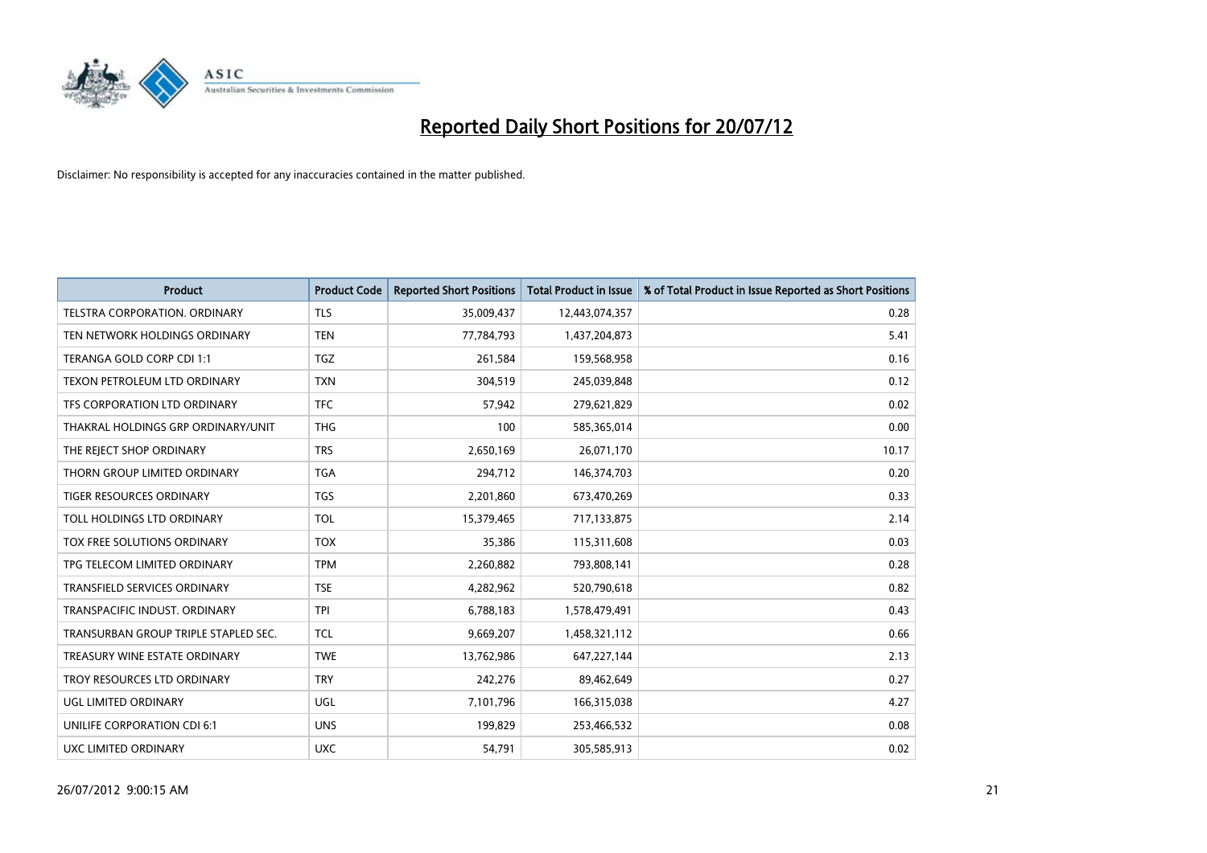# Reported Daily Short Positions for 20/07/12

Disclaimer: No responsibility is accepted for any inaccuracies contained in the matter published.

| Product | Product Code | Reported Short Positions | Total Product in Issue | % of Total Product in Issue Reported as Short Positions |
| --- | --- | --- | --- | --- |
| TELSTRA CORPORATION. ORDINARY | TLS | 35,009,437 | 12,443,074,357 | 0.28 |
| TEN NETWORK HOLDINGS ORDINARY | TEN | 77,784,793 | 1,437,204,873 | 5.41 |
| TERANGA GOLD CORP CDI 1:1 | TGZ | 261,584 | 159,568,958 | 0.16 |
| TEXON PETROLEUM LTD ORDINARY | TXN | 304,519 | 245,039,848 | 0.12 |
| TFS CORPORATION LTD ORDINARY | TFC | 57,942 | 279,621,829 | 0.02 |
| THAKRAL HOLDINGS GRP ORDINARY/UNIT | THG | 100 | 585,365,014 | 0.00 |
| THE REJECT SHOP ORDINARY | TRS | 2,650,169 | 26,071,170 | 10.17 |
| THORN GROUP LIMITED ORDINARY | TGA | 294,712 | 146,374,703 | 0.20 |
| TIGER RESOURCES ORDINARY | TGS | 2,201,860 | 673,470,269 | 0.33 |
| TOLL HOLDINGS LTD ORDINARY | TOL | 15,379,465 | 717,133,875 | 2.14 |
| TOX FREE SOLUTIONS ORDINARY | TOX | 35,386 | 115,311,608 | 0.03 |
| TPG TELECOM LIMITED ORDINARY | TPM | 2,260,882 | 793,808,141 | 0.28 |
| TRANSFIELD SERVICES ORDINARY | TSE | 4,282,962 | 520,790,618 | 0.82 |
| TRANSPACIFIC INDUST. ORDINARY | TPI | 6,788,183 | 1,578,479,491 | 0.43 |
| TRANSURBAN GROUP TRIPLE STAPLED SEC. | TCL | 9,669,207 | 1,458,321,112 | 0.66 |
| TREASURY WINE ESTATE ORDINARY | TWE | 13,762,986 | 647,227,144 | 2.13 |
| TROY RESOURCES LTD ORDINARY | TRY | 242,276 | 89,462,649 | 0.27 |
| UGL LIMITED ORDINARY | UGL | 7,101,796 | 166,315,038 | 4.27 |
| UNILIFE CORPORATION CDI 6:1 | UNS | 199,829 | 253,466,532 | 0.08 |
| UXC LIMITED ORDINARY | UXC | 54,791 | 305,585,913 | 0.02 |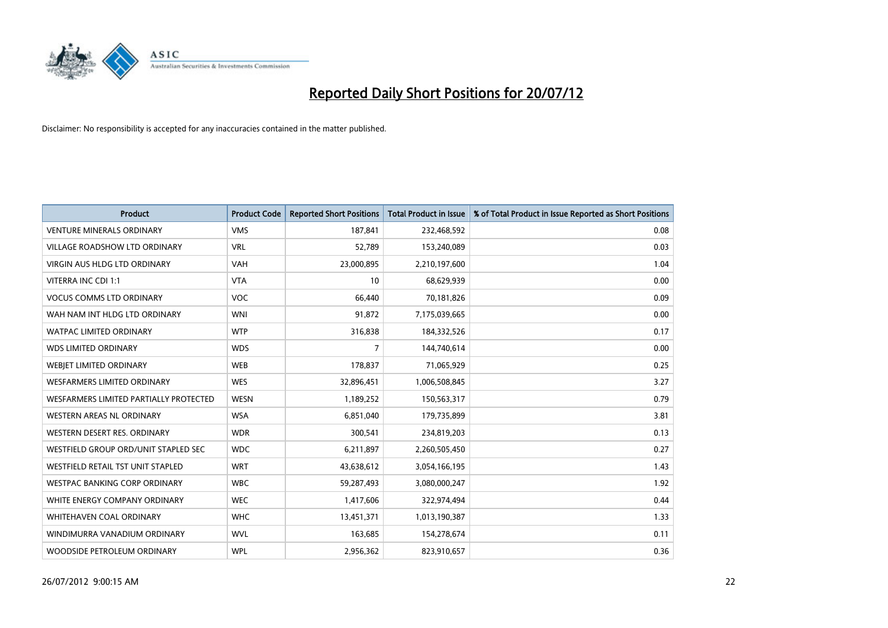# Reported Daily Short Positions for 20/07/12

Disclaimer: No responsibility is accepted for any inaccuracies contained in the matter published.

| Product | Product Code | Reported Short Positions | Total Product in Issue | % of Total Product in Issue Reported as Short Positions |
| --- | --- | --- | --- | --- |
| VENTURE MINERALS ORDINARY | VMS | 187,841 | 232,468,592 | 0.08 |
| VILLAGE ROADSHOW LTD ORDINARY | VRL | 52,789 | 153,240,089 | 0.03 |
| VIRGIN AUS HLDG LTD ORDINARY | VAH | 23,000,895 | 2,210,197,600 | 1.04 |
| VITERRA INC CDI 1:1 | VTA | 10 | 68,629,939 | 0.00 |
| VOCUS COMMS LTD ORDINARY | VOC | 66,440 | 70,181,826 | 0.09 |
| WAH NAM INT HLDG LTD ORDINARY | WNI | 91,872 | 7,175,039,665 | 0.00 |
| WATPAC LIMITED ORDINARY | WTP | 316,838 | 184,332,526 | 0.17 |
| WDS LIMITED ORDINARY | WDS | 7 | 144,740,614 | 0.00 |
| WEBJET LIMITED ORDINARY | WEB | 178,837 | 71,065,929 | 0.25 |
| WESFARMERS LIMITED ORDINARY | WES | 32,896,451 | 1,006,508,845 | 3.27 |
| WESFARMERS LIMITED PARTIALLY PROTECTED | WESN | 1,189,252 | 150,563,317 | 0.79 |
| WESTERN AREAS NL ORDINARY | WSA | 6,851,040 | 179,735,899 | 3.81 |
| WESTERN DESERT RES. ORDINARY | WDR | 300,541 | 234,819,203 | 0.13 |
| WESTFIELD GROUP ORD/UNIT STAPLED SEC | WDC | 6,211,897 | 2,260,505,450 | 0.27 |
| WESTFIELD RETAIL TST UNIT STAPLED | WRT | 43,638,612 | 3,054,166,195 | 1.43 |
| WESTPAC BANKING CORP ORDINARY | WBC | 59,287,493 | 3,080,000,247 | 1.92 |
| WHITE ENERGY COMPANY ORDINARY | WEC | 1,417,606 | 322,974,494 | 0.44 |
| WHITEHAVEN COAL ORDINARY | WHC | 13,451,371 | 1,013,190,387 | 1.33 |
| WINDIMURRA VANADIUM ORDINARY | WVL | 163,685 | 154,278,674 | 0.11 |
| WOODSIDE PETROLEUM ORDINARY | WPL | 2,956,362 | 823,910,657 | 0.36 |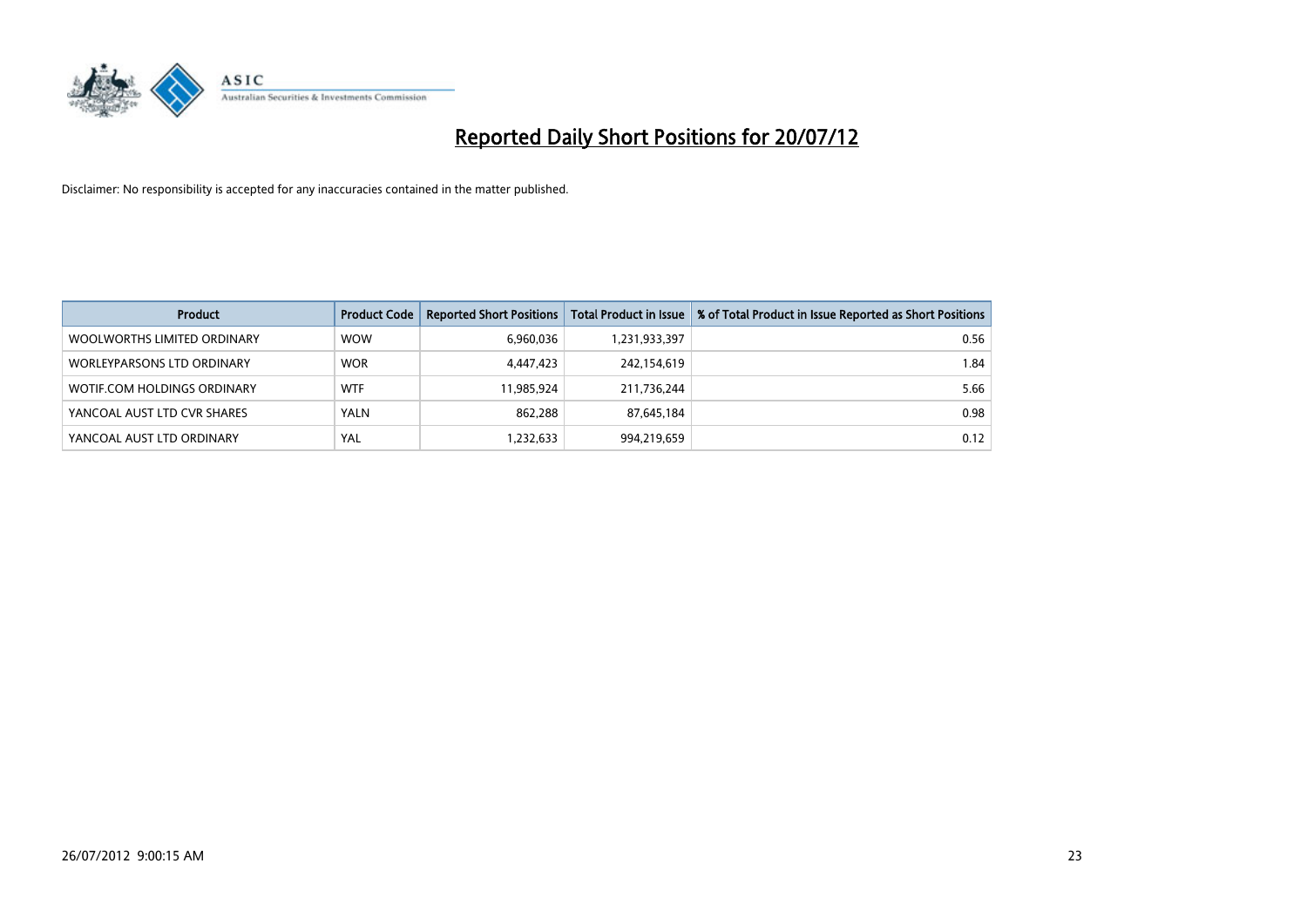# Reported Daily Short Positions for 20/07/12

Disclaimer: No responsibility is accepted for any inaccuracies contained in the matter published.

| Product | Product Code | Reported Short Positions | Total Product in Issue | % of Total Product in Issue Reported as Short Positions |
|---|---|---|---|---|
| WOOLWORTHS LIMITED ORDINARY | WOW | 6,960,036 | 1,231,933,397 | 0.56 |
| WORLEYPARSONS LTD ORDINARY | WOR | 4,447,423 | 242,154,619 | 1.84 |
| WOTIF.COM HOLDINGS ORDINARY | WTF | 11,985,924 | 211,736,244 | 5.66 |
| YANCOAL AUST LTD CVR SHARES | YALN | 862,288 | 87,645,184 | 0.98 |
| YANCOAL AUST LTD ORDINARY | YAL | 1,232,633 | 994,219,659 | 0.12 |

26/07/2012 9:00:15 AM